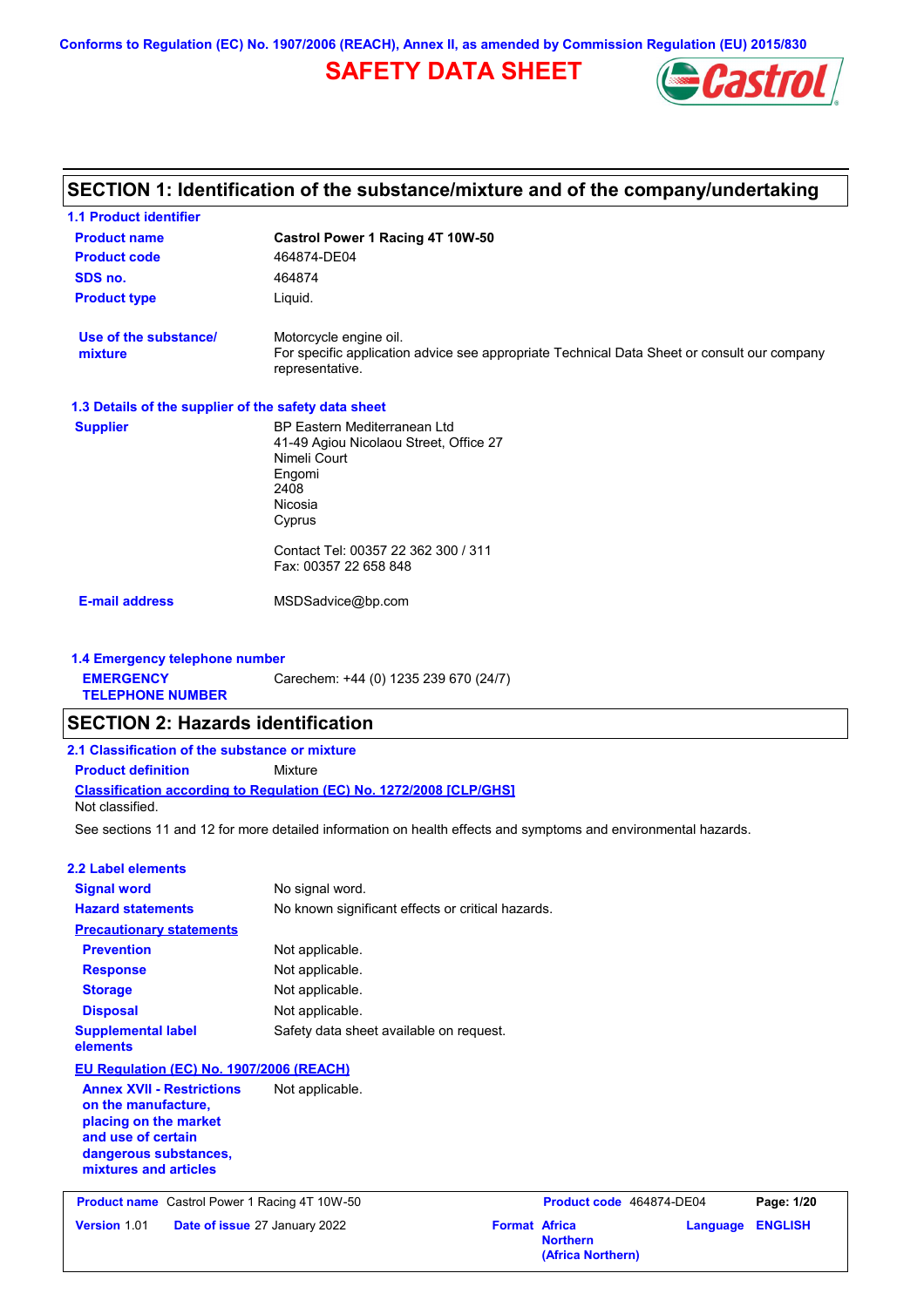Conforms to Regulation (EC) No. 1907/2006 (REACH), Annex II, as amended by Commission Regulation (EU) 2015/830

# SAFETY DATA SHEET

## SECTION 1: Identification of the substance/mixture and of the company/undertaking

### 1.1 Product identifier

| | |
|---|---|
| **Product name** | **Castrol Power 1 Racing 4T 10W-50** |
| **Product code** | 464874-DE04 |
| **SDS no.** | 464874 |
| **Product type** | Liquid. |
| **Use of the substance/ mixture** | Motorcycle engine oil. For specific application advice see appropriate Technical Data Sheet or consult our company representative. |

### 1.3 Details of the supplier of the safety data sheet

**Supplier**

BP Eastern Mediterranean Ltd
41-49 Agiou Nicolaou Street, Office 27
Nimeli Court
Engomi
2408
Nicosia
Cyprus

Contact Tel: 00357 22 362 300 / 311
Fax: 00357 22 658 848

**E-mail address** MSDSadvice@bp.com

### 1.4 Emergency telephone number

**EMERGENCY TELEPHONE NUMBER** Carechem: +44 (0) 1235 239 670 (24/7)

## SECTION 2: Hazards identification

### 2.1 Classification of the substance or mixture

**Product definition** Mixture

**Classification according to Regulation (EC) No. 1272/2008 [CLP/GHS]**

Not classified.

See sections 11 and 12 for more detailed information on health effects and symptoms and environmental hazards.

### 2.2 Label elements

| | |
|---|---|
| **Signal word** | No signal word. |
| **Hazard statements** | No known significant effects or critical hazards. |
| **Precautionary statements** | |
| **Prevention** | Not applicable. |
| **Response** | Not applicable. |
| **Storage** | Not applicable. |
| **Disposal** | Not applicable. |
| **Supplemental label elements** | Safety data sheet available on request. |

**EU Regulation (EC) No. 1907/2006 (REACH)**

| | |
|---|---|
| **Annex XVII - Restrictions on the manufacture, placing on the market and use of certain dangerous substances, mixtures and articles** | Not applicable. |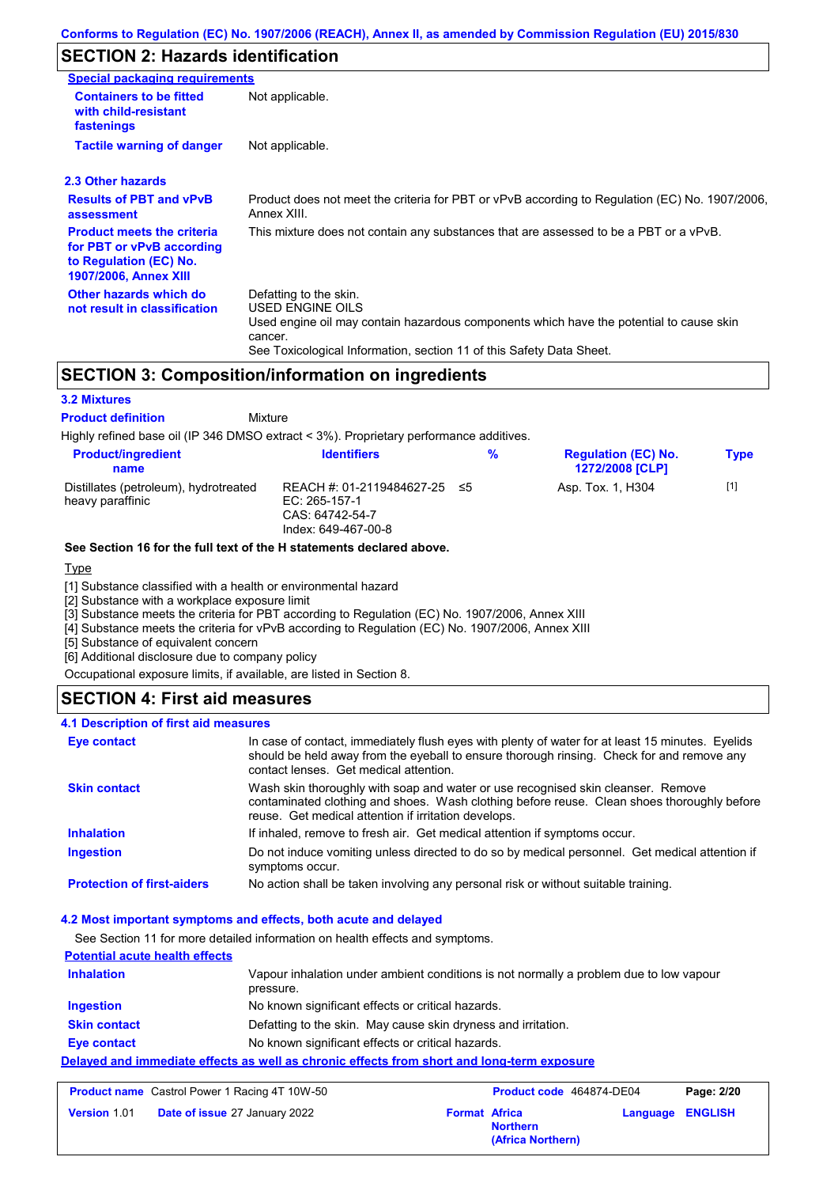## SECTION 2: Hazards identification

**Special packaging requirements**

| | |
|---|---|
| **Containers to be fitted with child-resistant fastenings** | Not applicable. |
| **Tactile warning of danger** | Not applicable. |

### 2.3 Other hazards

| | |
|---|---|
| **Results of PBT and vPvB assessment** | Product does not meet the criteria for PBT or vPvB according to Regulation (EC) No. 1907/2006, Annex XIII. |
| **Product meets the criteria for PBT or vPvB according to Regulation (EC) No. 1907/2006, Annex XIII** | This mixture does not contain any substances that are assessed to be a PBT or a vPvB. |
| **Other hazards which do not result in classification** | Defatting to the skin.<br>USED ENGINE OILS<br>Used engine oil may contain hazardous components which have the potential to cause skin cancer.<br>See Toxicological Information, section 11 of this Safety Data Sheet. |

## SECTION 3: Composition/information on ingredients

### 3.2 Mixtures

**Product definition** Mixture

Highly refined base oil (IP 346 DMSO extract < 3%). Proprietary performance additives.

| Product/ingredient name | Identifiers | % | Regulation (EC) No. 1272/2008 [CLP] | Type |
|---|---|---|---|---|
| Distillates (petroleum), hydrotreated heavy paraffinic | REACH #: 01-2119484627-25<br>EC: 265-157-1<br>CAS: 64742-54-7<br>Index: 649-467-00-8 | ≤5 | Asp. Tox. 1, H304 | [1] |

**See Section 16 for the full text of the H statements declared above.**

Type

[1] Substance classified with a health or environmental hazard
[2] Substance with a workplace exposure limit
[3] Substance meets the criteria for PBT according to Regulation (EC) No. 1907/2006, Annex XIII
[4] Substance meets the criteria for vPvB according to Regulation (EC) No. 1907/2006, Annex XIII
[5] Substance of equivalent concern
[6] Additional disclosure due to company policy

Occupational exposure limits, if available, are listed in Section 8.

## SECTION 4: First aid measures

### 4.1 Description of first aid measures

| | |
|---|---|
| **Eye contact** | In case of contact, immediately flush eyes with plenty of water for at least 15 minutes. Eyelids should be held away from the eyeball to ensure thorough rinsing. Check for and remove any contact lenses. Get medical attention. |
| **Skin contact** | Wash skin thoroughly with soap and water or use recognised skin cleanser. Remove contaminated clothing and shoes. Wash clothing before reuse. Clean shoes thoroughly before reuse. Get medical attention if irritation develops. |
| **Inhalation** | If inhaled, remove to fresh air. Get medical attention if symptoms occur. |
| **Ingestion** | Do not induce vomiting unless directed to do so by medical personnel. Get medical attention if symptoms occur. |
| **Protection of first-aiders** | No action shall be taken involving any personal risk or without suitable training. |

### 4.2 Most important symptoms and effects, both acute and delayed

See Section 11 for more detailed information on health effects and symptoms.

**Potential acute health effects**

| | |
|---|---|
| **Inhalation** | Vapour inhalation under ambient conditions is not normally a problem due to low vapour pressure. |
| **Ingestion** | No known significant effects or critical hazards. |
| **Skin contact** | Defatting to the skin. May cause skin dryness and irritation. |
| **Eye contact** | No known significant effects or critical hazards. |

**Delayed and immediate effects as well as chronic effects from short and long-term exposure**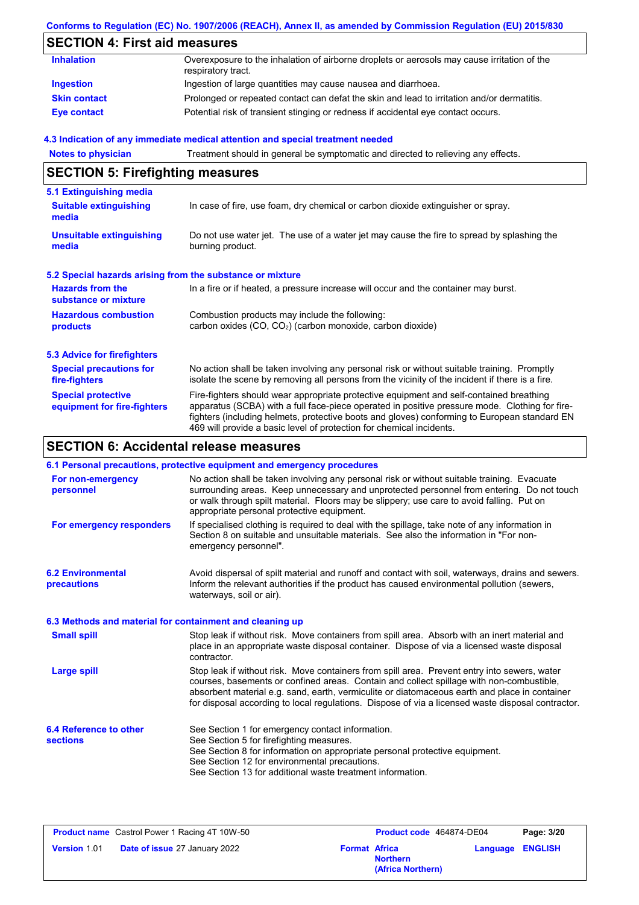## SECTION 4: First aid measures

| | |
|---|---|
| **Inhalation** | Overexposure to the inhalation of airborne droplets or aerosols may cause irritation of the respiratory tract. |
| **Ingestion** | Ingestion of large quantities may cause nausea and diarrhoea. |
| **Skin contact** | Prolonged or repeated contact can defat the skin and lead to irritation and/or dermatitis. |
| **Eye contact** | Potential risk of transient stinging or redness if accidental eye contact occurs. |

### 4.3 Indication of any immediate medical attention and special treatment needed

| | |
|---|---|
| **Notes to physician** | Treatment should in general be symptomatic and directed to relieving any effects. |

## SECTION 5: Firefighting measures

### 5.1 Extinguishing media

| | |
|---|---|
| **Suitable extinguishing media** | In case of fire, use foam, dry chemical or carbon dioxide extinguisher or spray. |
| **Unsuitable extinguishing media** | Do not use water jet. The use of a water jet may cause the fire to spread by splashing the burning product. |

### 5.2 Special hazards arising from the substance or mixture

| | |
|---|---|
| **Hazards from the substance or mixture** | In a fire or if heated, a pressure increase will occur and the container may burst. |
| **Hazardous combustion products** | Combustion products may include the following: carbon oxides (CO, $CO_2$) (carbon monoxide, carbon dioxide) |

### 5.3 Advice for firefighters

| | |
|---|---|
| **Special precautions for fire-fighters** | No action shall be taken involving any personal risk or without suitable training. Promptly isolate the scene by removing all persons from the vicinity of the incident if there is a fire. |
| **Special protective equipment for fire-fighters** | Fire-fighters should wear appropriate protective equipment and self-contained breathing apparatus (SCBA) with a full face-piece operated in positive pressure mode. Clothing for fire-fighters (including helmets, protective boots and gloves) conforming to European standard EN 469 will provide a basic level of protection for chemical incidents. |

## SECTION 6: Accidental release measures

### 6.1 Personal precautions, protective equipment and emergency procedures

| | |
|---|---|
| **For non-emergency personnel** | No action shall be taken involving any personal risk or without suitable training. Evacuate surrounding areas. Keep unnecessary and unprotected personnel from entering. Do not touch or walk through spilt material. Floors may be slippery; use care to avoid falling. Put on appropriate personal protective equipment. |
| **For emergency responders** | If specialised clothing is required to deal with the spillage, take note of any information in Section 8 on suitable and unsuitable materials. See also the information in "For non-emergency personnel". |

| | |
|---|---|
| **6.2 Environmental precautions** | Avoid dispersal of spilt material and runoff and contact with soil, waterways, drains and sewers. Inform the relevant authorities if the product has caused environmental pollution (sewers, waterways, soil or air). |

### 6.3 Methods and material for containment and cleaning up

| | |
|---|---|
| **Small spill** | Stop leak if without risk. Move containers from spill area. Absorb with an inert material and place in an appropriate waste disposal container. Dispose of via a licensed waste disposal contractor. |
| **Large spill** | Stop leak if without risk. Move containers from spill area. Prevent entry into sewers, water courses, basements or confined areas. Contain and collect spillage with non-combustible, absorbent material e.g. sand, earth, vermiculite or diatomaceous earth and place in container for disposal according to local regulations. Dispose of via a licensed waste disposal contractor. |

| | |
|---|---|
| **6.4 Reference to other sections** | See Section 1 for emergency contact information.<br>See Section 5 for firefighting measures.<br>See Section 8 for information on appropriate personal protective equipment.<br>See Section 12 for environmental precautions.<br>See Section 13 for additional waste treatment information. |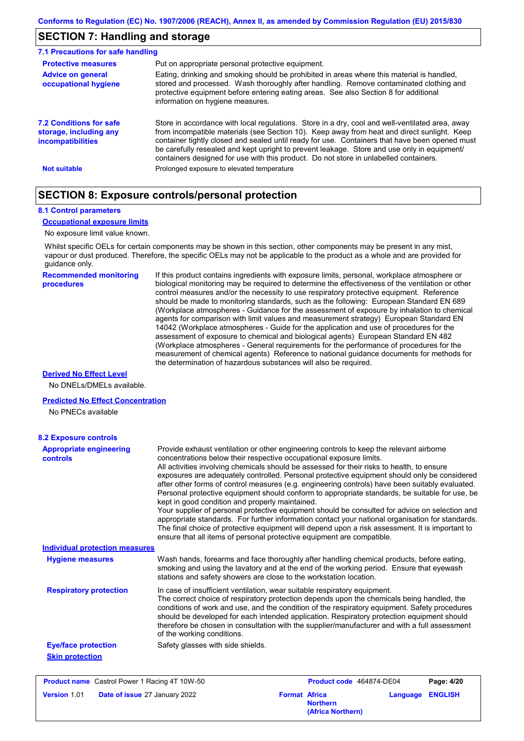## SECTION 7: Handling and storage

### 7.1 Precautions for safe handling

**Protective measures**
Put on appropriate personal protective equipment.

**Advice on general occupational hygiene**
Eating, drinking and smoking should be prohibited in areas where this material is handled, stored and processed. Wash thoroughly after handling. Remove contaminated clothing and protective equipment before entering eating areas. See also Section 8 for additional information on hygiene measures.

### 7.2 Conditions for safe storage, including any incompatibilities

Store in accordance with local regulations. Store in a dry, cool and well-ventilated area, away from incompatible materials (see Section 10). Keep away from heat and direct sunlight. Keep container tightly closed and sealed until ready for use. Containers that have been opened must be carefully resealed and kept upright to prevent leakage. Store and use only in equipment/containers designed for use with this product. Do not store in unlabelled containers.

**Not suitable**
Prolonged exposure to elevated temperature

## SECTION 8: Exposure controls/personal protection

### 8.1 Control parameters

**Occupational exposure limits**

No exposure limit value known.

Whilst specific OELs for certain components may be shown in this section, other components may be present in any mist, vapour or dust produced. Therefore, the specific OELs may not be applicable to the product as a whole and are provided for guidance only.

**Recommended monitoring procedures**
If this product contains ingredients with exposure limits, personal, workplace atmosphere or biological monitoring may be required to determine the effectiveness of the ventilation or other control measures and/or the necessity to use respiratory protective equipment. Reference should be made to monitoring standards, such as the following: European Standard EN 689 (Workplace atmospheres - Guidance for the assessment of exposure by inhalation to chemical agents for comparison with limit values and measurement strategy) European Standard EN 14042 (Workplace atmospheres - Guide for the application and use of procedures for the assessment of exposure to chemical and biological agents) European Standard EN 482 (Workplace atmospheres - General requirements for the performance of procedures for the measurement of chemical agents) Reference to national guidance documents for methods for the determination of hazardous substances will also be required.

**Derived No Effect Level**

No DNELs/DMELs available.

**Predicted No Effect Concentration**

No PNECs available

### 8.2 Exposure controls

**Appropriate engineering controls**
Provide exhaust ventilation or other engineering controls to keep the relevant airborne concentrations below their respective occupational exposure limits.
All activities involving chemicals should be assessed for their risks to health, to ensure exposures are adequately controlled. Personal protective equipment should only be considered after other forms of control measures (e.g. engineering controls) have been suitably evaluated. Personal protective equipment should conform to appropriate standards, be suitable for use, be kept in good condition and properly maintained.
Your supplier of personal protective equipment should be consulted for advice on selection and appropriate standards. For further information contact your national organisation for standards. The final choice of protective equipment will depend upon a risk assessment. It is important to ensure that all items of personal protective equipment are compatible.

**Individual protection measures**

**Hygiene measures**
Wash hands, forearms and face thoroughly after handling chemical products, before eating, smoking and using the lavatory and at the end of the working period. Ensure that eyewash stations and safety showers are close to the workstation location.

**Respiratory protection**
In case of insufficient ventilation, wear suitable respiratory equipment.
The correct choice of respiratory protection depends upon the chemicals being handled, the conditions of work and use, and the condition of the respiratory equipment. Safety procedures should be developed for each intended application. Respiratory protection equipment should therefore be chosen in consultation with the supplier/manufacturer and with a full assessment of the working conditions.

**Eye/face protection**
Safety glasses with side shields.

**Skin protection**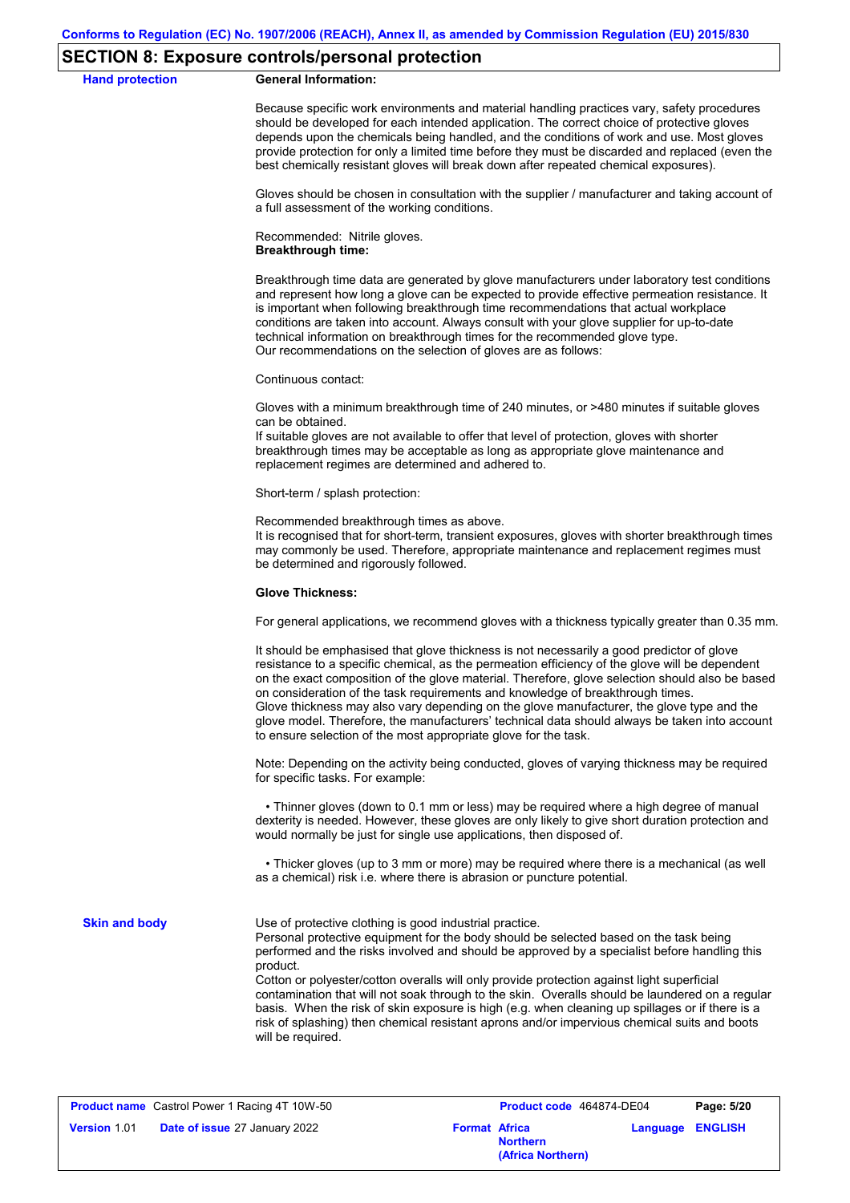## SECTION 8: Exposure controls/personal protection

**Hand protection**

**General Information:**

Because specific work environments and material handling practices vary, safety procedures should be developed for each intended application. The correct choice of protective gloves depends upon the chemicals being handled, and the conditions of work and use. Most gloves provide protection for only a limited time before they must be discarded and replaced (even the best chemically resistant gloves will break down after repeated chemical exposures).

Gloves should be chosen in consultation with the supplier / manufacturer and taking account of a full assessment of the working conditions.

Recommended: Nitrile gloves.
**Breakthrough time:**

Breakthrough time data are generated by glove manufacturers under laboratory test conditions and represent how long a glove can be expected to provide effective permeation resistance. It is important when following breakthrough time recommendations that actual workplace conditions are taken into account. Always consult with your glove supplier for up-to-date technical information on breakthrough times for the recommended glove type.
Our recommendations on the selection of gloves are as follows:

Continuous contact:

Gloves with a minimum breakthrough time of 240 minutes, or >480 minutes if suitable gloves can be obtained.
If suitable gloves are not available to offer that level of protection, gloves with shorter breakthrough times may be acceptable as long as appropriate glove maintenance and replacement regimes are determined and adhered to.

Short-term / splash protection:

Recommended breakthrough times as above.
It is recognised that for short-term, transient exposures, gloves with shorter breakthrough times may commonly be used. Therefore, appropriate maintenance and replacement regimes must be determined and rigorously followed.

**Glove Thickness:**

For general applications, we recommend gloves with a thickness typically greater than 0.35 mm.

It should be emphasised that glove thickness is not necessarily a good predictor of glove resistance to a specific chemical, as the permeation efficiency of the glove will be dependent on the exact composition of the glove material. Therefore, glove selection should also be based on consideration of the task requirements and knowledge of breakthrough times.
Glove thickness may also vary depending on the glove manufacturer, the glove type and the glove model. Therefore, the manufacturers' technical data should always be taken into account to ensure selection of the most appropriate glove for the task.

Note: Depending on the activity being conducted, gloves of varying thickness may be required for specific tasks. For example:

- Thinner gloves (down to 0.1 mm or less) may be required where a high degree of manual dexterity is needed. However, these gloves are only likely to give short duration protection and would normally be just for single use applications, then disposed of.

- Thicker gloves (up to 3 mm or more) may be required where there is a mechanical (as well as a chemical) risk i.e. where there is abrasion or puncture potential.

**Skin and body**

Use of protective clothing is good industrial practice.
Personal protective equipment for the body should be selected based on the task being performed and the risks involved and should be approved by a specialist before handling this product.
Cotton or polyester/cotton overalls will only provide protection against light superficial contamination that will not soak through to the skin. Overalls should be laundered on a regular basis. When the risk of skin exposure is high (e.g. when cleaning up spillages or if there is a risk of splashing) then chemical resistant aprons and/or impervious chemical suits and boots will be required.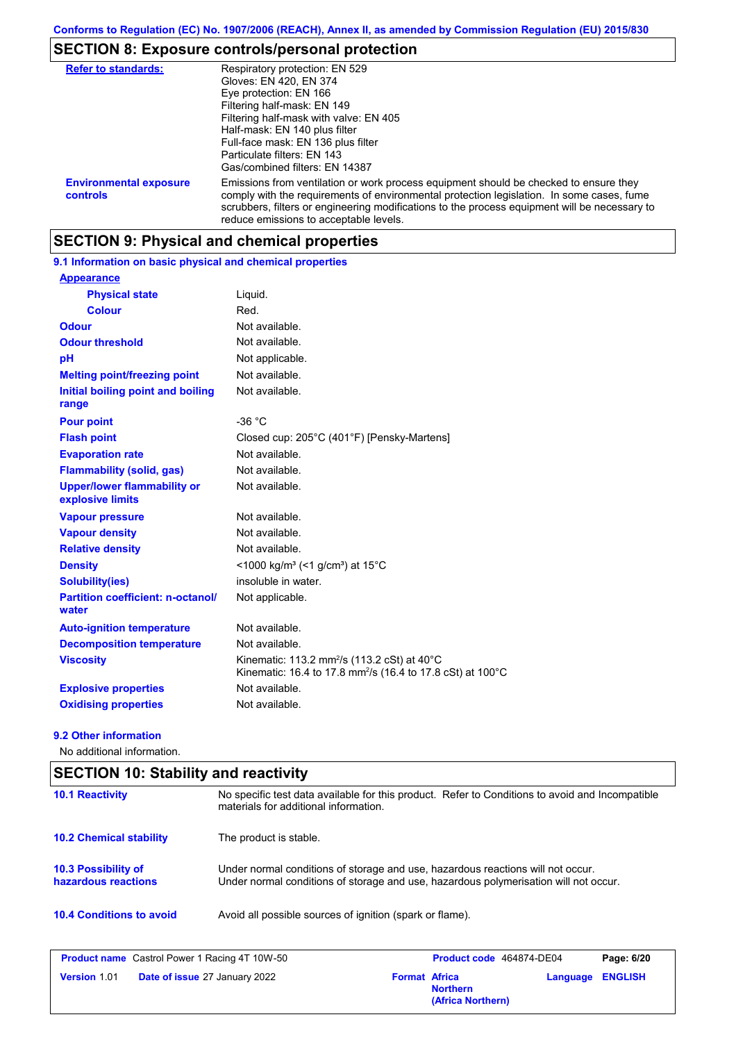## SECTION 8: Exposure controls/personal protection

| | |
|---|---|
| **Refer to standards:** | Respiratory protection: EN 529<br>Gloves: EN 420, EN 374<br>Eye protection: EN 166<br>Filtering half-mask: EN 149<br>Filtering half-mask with valve: EN 405<br>Half-mask: EN 140 plus filter<br>Full-face mask: EN 136 plus filter<br>Particulate filters: EN 143<br>Gas/combined filters: EN 14387 |
| **Environmental exposure controls** | Emissions from ventilation or work process equipment should be checked to ensure they comply with the requirements of environmental protection legislation. In some cases, fume scrubbers, filters or engineering modifications to the process equipment will be necessary to reduce emissions to acceptable levels. |

## SECTION 9: Physical and chemical properties

### 9.1 Information on basic physical and chemical properties

| | |
|---|---|
| **Appearance** | |
| **Physical state** | Liquid. |
| **Colour** | Red. |
| **Odour** | Not available. |
| **Odour threshold** | Not available. |
| **pH** | Not applicable. |
| **Melting point/freezing point** | Not available. |
| **Initial boiling point and boiling range** | Not available. |
| **Pour point** | -36 °C |
| **Flash point** | Closed cup: 205°C (401°F) [Pensky-Martens] |
| **Evaporation rate** | Not available. |
| **Flammability (solid, gas)** | Not available. |
| **Upper/lower flammability or explosive limits** | Not available. |
| **Vapour pressure** | Not available. |
| **Vapour density** | Not available. |
| **Relative density** | Not available. |
| **Density** | <1000 kg/m³ (<1 g/cm³) at 15°C |
| **Solubility(ies)** | insoluble in water. |
| **Partition coefficient: n-octanol/water** | Not applicable. |
| **Auto-ignition temperature** | Not available. |
| **Decomposition temperature** | Not available. |
| **Viscosity** | Kinematic: 113.2 mm²/s (113.2 cSt) at 40°C<br>Kinematic: 16.4 to 17.8 mm²/s (16.4 to 17.8 cSt) at 100°C |
| **Explosive properties** | Not available. |
| **Oxidising properties** | Not available. |

### 9.2 Other information

No additional information.

## SECTION 10: Stability and reactivity

| | |
|---|---|
| **10.1 Reactivity** | No specific test data available for this product. Refer to Conditions to avoid and Incompatible materials for additional information. |
| **10.2 Chemical stability** | The product is stable. |
| **10.3 Possibility of hazardous reactions** | Under normal conditions of storage and use, hazardous reactions will not occur.<br>Under normal conditions of storage and use, hazardous polymerisation will not occur. |
| **10.4 Conditions to avoid** | Avoid all possible sources of ignition (spark or flame). |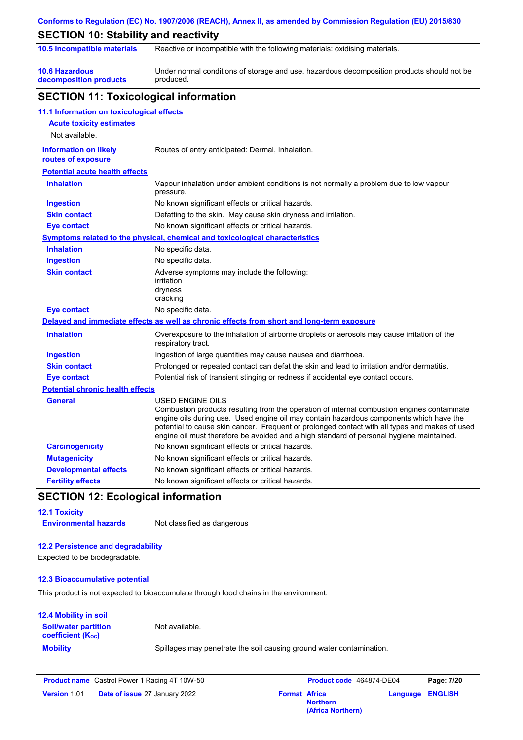## SECTION 10: Stability and reactivity

| | |
|---|---|
| **10.5 Incompatible materials** | Reactive or incompatible with the following materials: oxidising materials. |
| **10.6 Hazardous decomposition products** | Under normal conditions of storage and use, hazardous decomposition products should not be produced. |

## SECTION 11: Toxicological information

### 11.1 Information on toxicological effects

**Acute toxicity estimates**

Not available.

| | |
|---|---|
| **Information on likely routes of exposure** | Routes of entry anticipated: Dermal, Inhalation. |

**Potential acute health effects**

| | |
|---|---|
| **Inhalation** | Vapour inhalation under ambient conditions is not normally a problem due to low vapour pressure. |
| **Ingestion** | No known significant effects or critical hazards. |
| **Skin contact** | Defatting to the skin. May cause skin dryness and irritation. |
| **Eye contact** | No known significant effects or critical hazards. |

**Symptoms related to the physical, chemical and toxicological characteristics**

| | |
|---|---|
| **Inhalation** | No specific data. |
| **Ingestion** | No specific data. |
| **Skin contact** | Adverse symptoms may include the following:<br>irritation<br>dryness<br>cracking |
| **Eye contact** | No specific data. |

**Delayed and immediate effects as well as chronic effects from short and long-term exposure**

| | |
|---|---|
| **Inhalation** | Overexposure to the inhalation of airborne droplets or aerosols may cause irritation of the respiratory tract. |
| **Ingestion** | Ingestion of large quantities may cause nausea and diarrhoea. |
| **Skin contact** | Prolonged or repeated contact can defat the skin and lead to irritation and/or dermatitis. |
| **Eye contact** | Potential risk of transient stinging or redness if accidental eye contact occurs. |

**Potential chronic health effects**

| | |
|---|---|
| **General** | USED ENGINE OILS<br>Combustion products resulting from the operation of internal combustion engines contaminate engine oils during use. Used engine oil may contain hazardous components which have the potential to cause skin cancer. Frequent or prolonged contact with all types and makes of used engine oil must therefore be avoided and a high standard of personal hygiene maintained. |
| **Carcinogenicity** | No known significant effects or critical hazards. |
| **Mutagenicity** | No known significant effects or critical hazards. |
| **Developmental effects** | No known significant effects or critical hazards. |
| **Fertility effects** | No known significant effects or critical hazards. |

## SECTION 12: Ecological information

### 12.1 Toxicity

| | |
|---|---|
| **Environmental hazards** | Not classified as dangerous |

### 12.2 Persistence and degradability

Expected to be biodegradable.

### 12.3 Bioaccumulative potential

This product is not expected to bioaccumulate through food chains in the environment.

### 12.4 Mobility in soil

| | |
|---|---|
| **Soil/water partition coefficient ($K_{OC}$)** | Not available. |
| **Mobility** | Spillages may penetrate the soil causing ground water contamination. |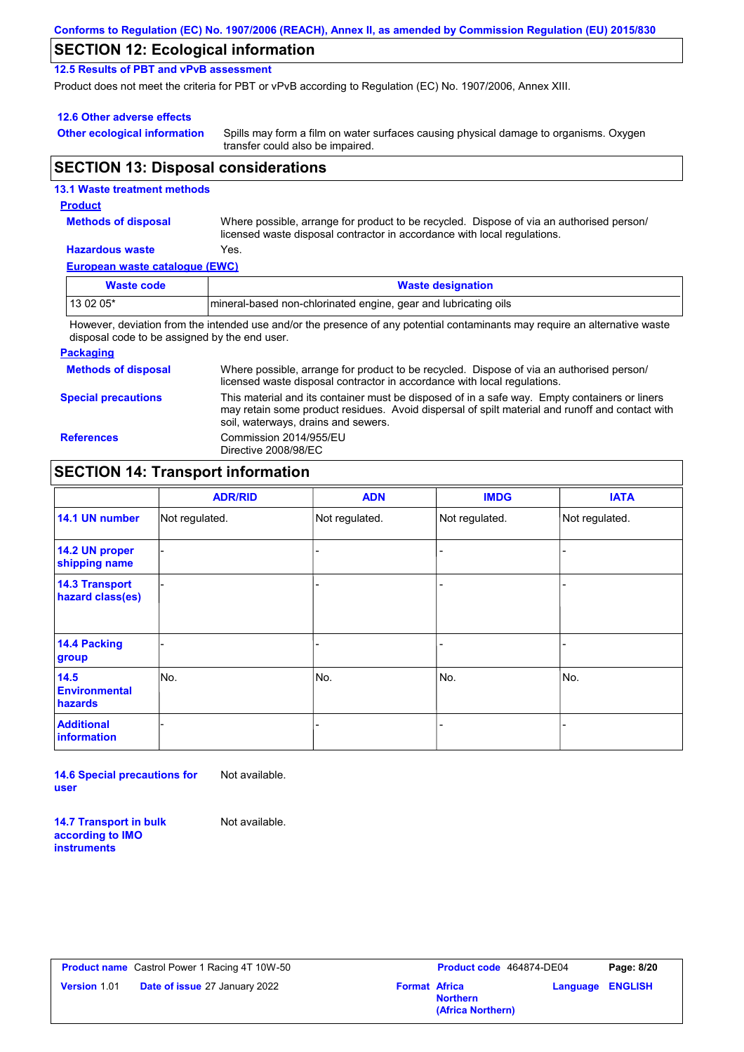Conforms to Regulation (EC) No. 1907/2006 (REACH), Annex II, as amended by Commission Regulation (EU) 2015/830

## SECTION 12: Ecological information

### 12.5 Results of PBT and vPvB assessment

Product does not meet the criteria for PBT or vPvB according to Regulation (EC) No. 1907/2006, Annex XIII.

### 12.6 Other adverse effects

**Other ecological information** Spills may form a film on water surfaces causing physical damage to organisms. Oxygen transfer could also be impaired.

## SECTION 13: Disposal considerations

### 13.1 Waste treatment methods

**Product**

**Methods of disposal** Where possible, arrange for product to be recycled. Dispose of via an authorised person/ licensed waste disposal contractor in accordance with local regulations.

**Hazardous waste** Yes.

**European waste catalogue (EWC)**

| Waste code | Waste designation |
|---|---|
| 13 02 05* | mineral-based non-chlorinated engine, gear and lubricating oils |

However, deviation from the intended use and/or the presence of any potential contaminants may require an alternative waste disposal code to be assigned by the end user.

**Packaging**

**Methods of disposal** Where possible, arrange for product to be recycled. Dispose of via an authorised person/ licensed waste disposal contractor in accordance with local regulations.

**Special precautions** This material and its container must be disposed of in a safe way. Empty containers or liners may retain some product residues. Avoid dispersal of spilt material and runoff and contact with soil, waterways, drains and sewers.

**References** Commission 2014/955/EU
Directive 2008/98/EC

## SECTION 14: Transport information

| | ADR/RID | ADN | IMDG | IATA |
|---|---|---|---|---|
| 14.1 UN number | Not regulated. | Not regulated. | Not regulated. | Not regulated. |
| 14.2 UN proper shipping name | - | - | - | - |
| 14.3 Transport hazard class(es) | - | - | - | - |
| 14.4 Packing group | - | - | - | - |
| 14.5 Environmental hazards | No. | No. | No. | No. |
| Additional information | - | - | - | - |

**14.6 Special precautions for user** Not available.

**14.7 Transport in bulk according to IMO instruments** Not available.

| **Product name** Castrol Power 1 Racing 4T 10W-50 | **Product code** 464874-DE04 | **Page: 8/20** |
|---|---|---|
| **Version** 1.01 **Date of issue** 27 January 2022 | **Format** Africa Northern (Africa Northern) | **Language** ENGLISH |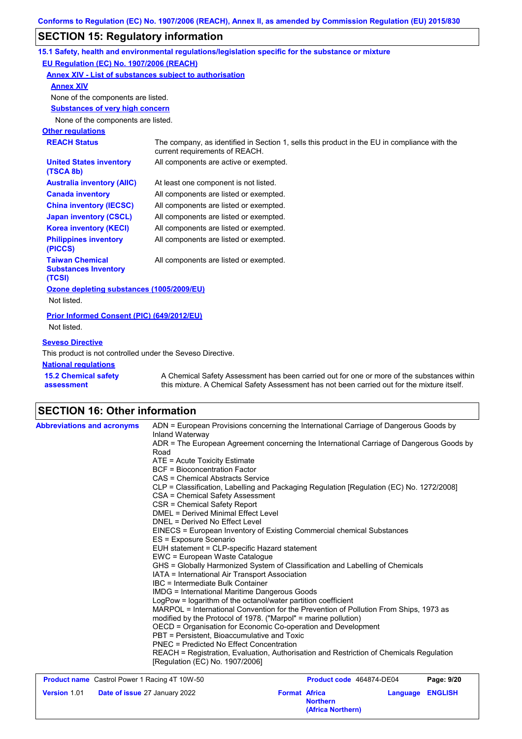## SECTION 15: Regulatory information

### 15.1 Safety, health and environmental regulations/legislation specific for the substance or mixture

**EU Regulation (EC) No. 1907/2006 (REACH)**

**Annex XIV - List of substances subject to authorisation**

**Annex XIV**

None of the components are listed.

**Substances of very high concern**

None of the components are listed.

**Other regulations**

| | |
|---|---|
| **REACH Status** | The company, as identified in Section 1, sells this product in the EU in compliance with the current requirements of REACH. |
| **United States inventory (TSCA 8b)** | All components are active or exempted. |
| **Australia inventory (AIIC)** | At least one component is not listed. |
| **Canada inventory** | All components are listed or exempted. |
| **China inventory (IECSC)** | All components are listed or exempted. |
| **Japan inventory (CSCL)** | All components are listed or exempted. |
| **Korea inventory (KECI)** | All components are listed or exempted. |
| **Philippines inventory (PICCS)** | All components are listed or exempted. |
| **Taiwan Chemical Substances Inventory (TCSI)** | All components are listed or exempted. |

**Ozone depleting substances (1005/2009/EU)**

Not listed.

**Prior Informed Consent (PIC) (649/2012/EU)**

Not listed.

**Seveso Directive**

This product is not controlled under the Seveso Directive.

**National regulations**

**15.2 Chemical safety assessment**: A Chemical Safety Assessment has been carried out for one or more of the substances within this mixture. A Chemical Safety Assessment has not been carried out for the mixture itself.

## SECTION 16: Other information

**Abbreviations and acronyms**

ADN = European Provisions concerning the International Carriage of Dangerous Goods by Inland Waterway
ADR = The European Agreement concerning the International Carriage of Dangerous Goods by Road
ATE = Acute Toxicity Estimate
BCF = Bioconcentration Factor
CAS = Chemical Abstracts Service
CLP = Classification, Labelling and Packaging Regulation [Regulation (EC) No. 1272/2008]
CSA = Chemical Safety Assessment
CSR = Chemical Safety Report
DMEL = Derived Minimal Effect Level
DNEL = Derived No Effect Level
EINECS = European Inventory of Existing Commercial chemical Substances
ES = Exposure Scenario
EUH statement = CLP-specific Hazard statement
EWC = European Waste Catalogue
GHS = Globally Harmonized System of Classification and Labelling of Chemicals
IATA = International Air Transport Association
IBC = Intermediate Bulk Container
IMDG = International Maritime Dangerous Goods
LogPow = logarithm of the octanol/water partition coefficient
MARPOL = International Convention for the Prevention of Pollution From Ships, 1973 as modified by the Protocol of 1978. ("Marpol" = marine pollution)
OECD = Organisation for Economic Co-operation and Development
PBT = Persistent, Bioaccumulative and Toxic
PNEC = Predicted No Effect Concentration
REACH = Registration, Evaluation, Authorisation and Restriction of Chemicals Regulation [Regulation (EC) No. 1907/2006]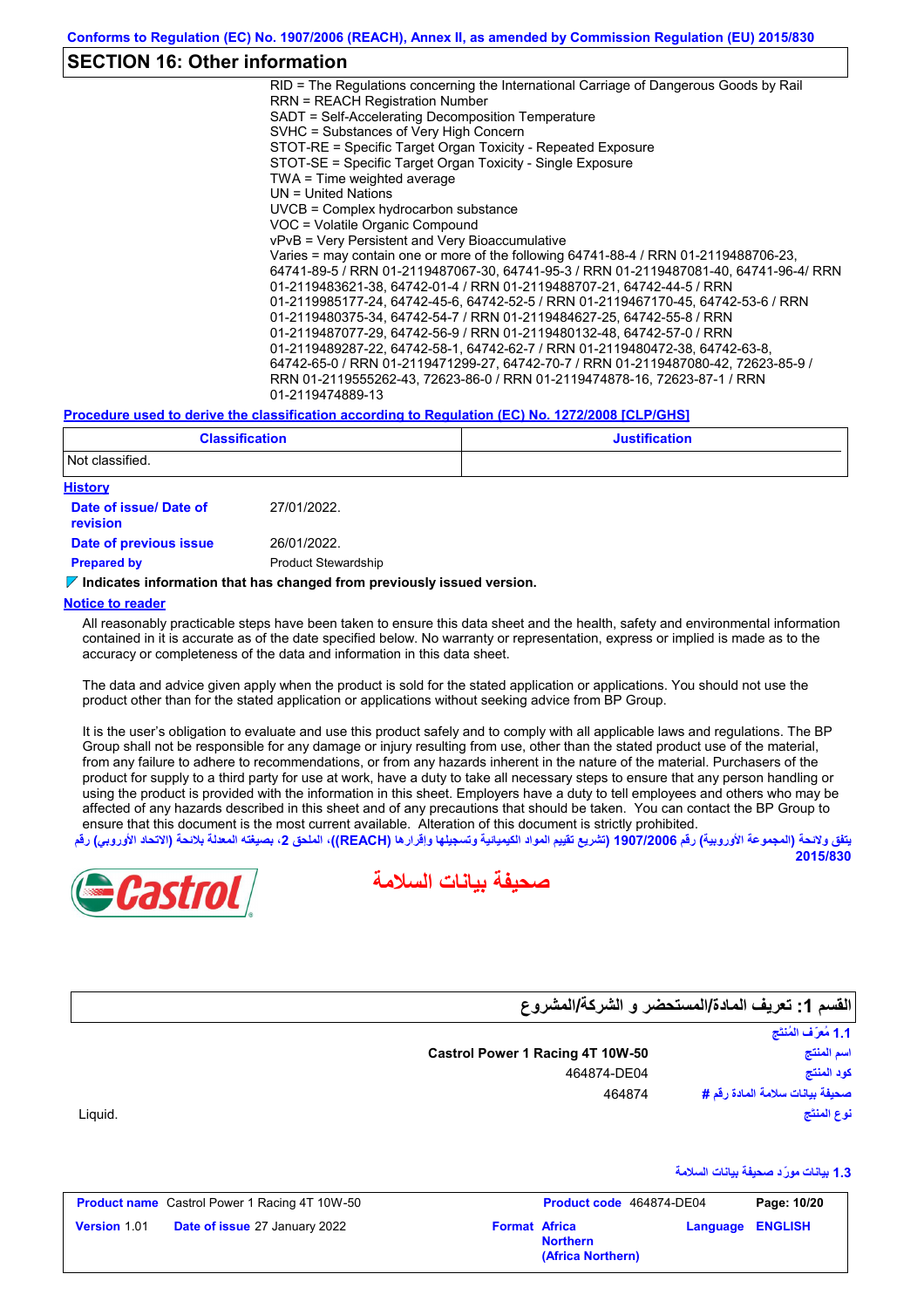Conforms to Regulation (EC) No. 1907/2006 (REACH), Annex II, as amended by Commission Regulation (EU) 2015/830

## SECTION 16: Other information

RID = The Regulations concerning the International Carriage of Dangerous Goods by Rail
RRN = REACH Registration Number
SADT = Self-Accelerating Decomposition Temperature
SVHC = Substances of Very High Concern
STOT-RE = Specific Target Organ Toxicity - Repeated Exposure
STOT-SE = Specific Target Organ Toxicity - Single Exposure
TWA = Time weighted average
UN = United Nations
UVCB = Complex hydrocarbon substance
VOC = Volatile Organic Compound
vPvB = Very Persistent and Very Bioaccumulative
Varies = may contain one or more of the following 64741-88-4 / RRN 01-2119488706-23, 64741-89-5 / RRN 01-2119487067-30, 64741-95-3 / RRN 01-2119487081-40, 64741-96-4/ RRN 01-2119483621-38, 64742-01-4 / RRN 01-2119488707-21, 64742-44-5 / RRN 01-2119985177-24, 64742-45-6, 64742-52-5 / RRN 01-2119467170-45, 64742-53-6 / RRN 01-2119480375-34, 64742-54-7 / RRN 01-2119484627-25, 64742-55-8 / RRN 01-2119487077-29, 64742-56-9 / RRN 01-2119480132-48, 64742-57-0 / RRN 01-2119489287-22, 64742-58-1, 64742-62-7 / RRN 01-2119480472-38, 64742-63-8, 64742-65-0 / RRN 01-2119471299-27, 64742-70-7 / RRN 01-2119487080-42, 72623-85-9 / RRN 01-2119555262-43, 72623-86-0 / RRN 01-2119474878-16, 72623-87-1 / RRN 01-2119474889-13

**Procedure used to derive the classification according to Regulation (EC) No. 1272/2008 [CLP/GHS]**

| Classification | Justification |
|---|---|
| Not classified. | |

**History**

**Date of issue/ Date of revision** 27/01/2022.
**Date of previous issue** 26/01/2022.
**Prepared by** Product Stewardship

**Indicates information that has changed from previously issued version.**

**Notice to reader**

All reasonably practicable steps have been taken to ensure this data sheet and the health, safety and environmental information contained in it is accurate as of the date specified below. No warranty or representation, express or implied is made as to the accuracy or completeness of the data and information in this data sheet.

The data and advice given apply when the product is sold for the stated application or applications. You should not use the product other than for the stated application or applications without seeking advice from BP Group.

It is the user's obligation to evaluate and use this product safely and to comply with all applicable laws and regulations. The BP Group shall not be responsible for any damage or injury resulting from use, other than the stated product use of the material, from any failure to adhere to recommendations, or from any hazards inherent in the nature of the material. Purchasers of the product for supply to a third party for use at work, have a duty to take all necessary steps to ensure that any person handling or using the product is provided with the information in this sheet. Employers have a duty to tell employees and others who may be affected of any hazards described in this sheet and of any precautions that should be taken. You can contact the BP Group to ensure that this document is the most current available. Alteration of this document is strictly prohibited.

يتفق ولائحة (المجموعة الأوروبية) رقم 1907/2006 (تشريع تقييم المواد الكيميائية وتسجيلها وإقرارها (REACH))، الملحق 2، بصيغته المعدلة بلائحة (الاتحاد الأوروبي) رقم 2015/830

Castrol

# صحيفة بيانات السلامة

## القسم 1: تعريف المادة/المستحضر و الشركة/المشروع

**1.1 مُعرِّف المُنتَج**

**اسم المنتج** Castrol Power 1 Racing 4T 10W-50
**كود المنتج** 464874-DE04
**صحيفة بيانات سلامة المادة رقم #** 464874
**نوع المنتج** Liquid.

**1.3 بيانات مورِّد صحيفة بيانات السلامة**

| Product name Castrol Power 1 Racing 4T 10W-50 | Product code 464874-DE04 | Page: 10/20 |
|---|---|---|
| Version 1.01 Date of issue 27 January 2022 | Format Africa Northern (Africa Northern) | Language ENGLISH |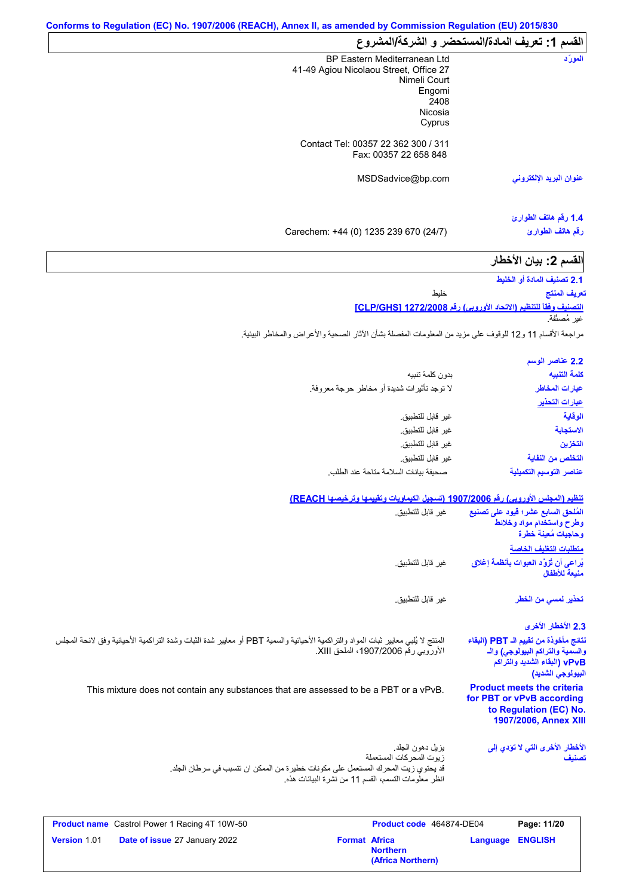Conforms to Regulation (EC) No. 1907/2006 (REACH), Annex II, as amended by Commission Regulation (EU) 2015/830

## القسم 1: تعريف المادة/المستحضر و الشركة/المشروع

| | |
|---|---|
| المورِّد | BP Eastern Mediterranean Ltd<br>41-49 Agiou Nicolaou Street, Office 27<br>Nimeli Court<br>Engomi<br>2408<br>Nicosia<br>Cyprus<br><br>Contact Tel: 00357 22 362 300 / 311<br>Fax: 00357 22 658 848 |
| عنوان البريد الإلكتروني | MSDSadvice@bp.com |

**1.4 رقم هاتف الطوارئ**

| | |
|---|---|
| رقم هاتف الطوارئ | Carechem: +44 (0) 1235 239 670 (24/7) |

## القسم 2: بيان الأخطار

**2.1 تصنيف المادة أو الخليط**

| | |
|---|---|
| تعريف المنتج | خليط |

التصنيف وفقاً للتنظيم (الاتحاد الأوروبي) رقم 1272/2008 [CLP/GHS]

غير مُصنفة.

مراجعة الأقسام 11 و12 للوقوف على مزيد من المعلومات المفصلة بشأن الآثار الصحية والأعراض والمخاطر البيئية.

**2.2 عناصر الوسم**

| | |
|---|---|
| كلمة التنبيه | بدون كلمة تنبيه |
| عبارات المخاطر | لا توجد تأثيرات شديدة أو مخاطر حرجة معروفة. |
| **عبارات التحذير** | |
| الوقاية | غير قابل للتطبيق. |
| الاستجابة | غير قابل للتطبيق. |
| التخزين | غير قابل للتطبيق. |
| التخلص من النفاية | غير قابل للتطبيق. |
| عناصر التوسيم التكميلية | صحيفة بيانات السلامة متاحة عند الطلب. |

تنظيم (المجلس الأوروبي) رقم 1907/2006 (تسجيل الكيماويات وتقييمها وترخيصها REACH)

| | |
|---|---|
| المُلحق السابع عشر؛ قيود على تصنيع وطرح واستخدام مواد وخلائط وحاجيات مُعينة خطرة | غير قابل للتطبيق. |
| **متطلبات التغليف الخاصة** | |
| يُراعى أن تُزوَّد العبوات بأنظمة إغلاق منيعة للأطفال | غير قابل للتطبيق. |
| تحذير لمسي من الخطر | غير قابل للتطبيق. |

**2.3 الأخطار الأخرى**

| | |
|---|---|
| نتائج مأخوذة من تقييم الـ PBT (البقاء والسمية والتراكم البيولوجي) والـ vPvB (البقاء الشديد والتراكم البيولوجي الشديد) | المنتج لا يُلبي معايير ثبات المواد والتراكمية الأحيائية والسمية PBT أو معايير شدة الثبات وشدة التراكمية الأحيائية وفق لائحة المجلس الأوروبي رقم 1907/2006، الملحق XIII. |
| Product meets the criteria for PBT or vPvB according to Regulation (EC) No. 1907/2006, Annex XIII | This mixture does not contain any substances that are assessed to be a PBT or a vPvB. |
| الأخطار الأخرى التي لا تؤدي إلى تصنيف | يزيل دهون الجلد.<br>زيوت المحركات المستعملة<br>قد يحتوي زيت المحرك المستعمل على مكونات خطيرة من الممكن ان تتسبب في سرطان الجلد.<br>انظر معلومات التسمم، القسم 11 من نشرة البيانات هذه. |

| | | | |
|---|---|---|---|
| **Product name** Castrol Power 1 Racing 4T 10W-50 | | **Product code** 464874-DE04 | |
| **Version** 1.01 | **Date of issue** 27 January 2022 | **Format** Africa Northern (Africa Northern) | **Language** ENGLISH |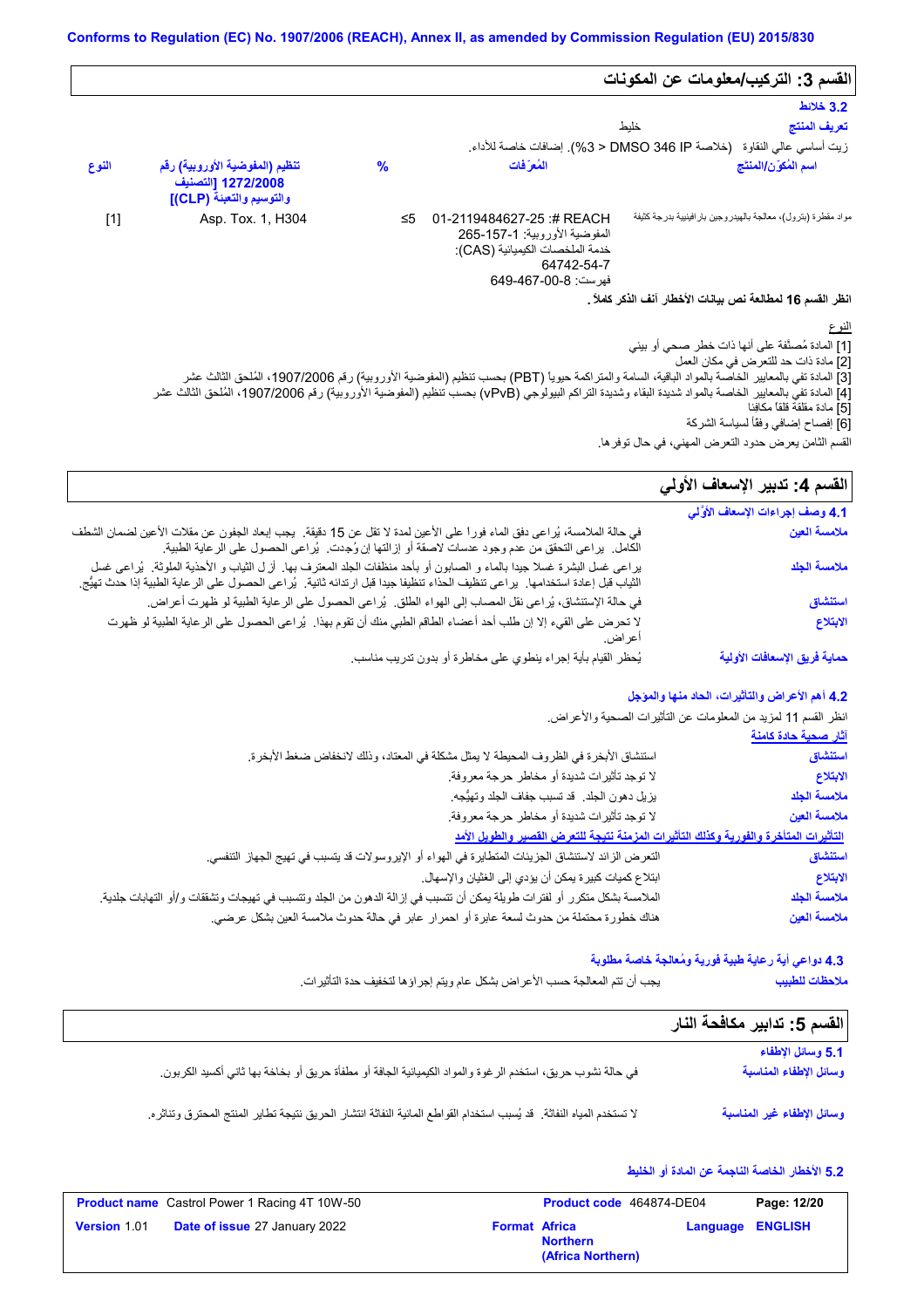Conforms to Regulation (EC) No. 1907/2006 (REACH), Annex II, as amended by Commission Regulation (EU) 2015/830

## القسم 3: التركيب/معلومات عن المكونات

### 3.2 خلائط

**تعريف المنتج** خليط

زيت أساسي عالي النقاوة (خلاصة DMSO 346 IP < 3%). إضافات خاصة للأداء.

| اسم المُكوِّن/المنتج | المُعرِّفات | % | تنظيم (المفوضية الأوروبية) رقم 1272/2008 [التصنيف والتوسيم والتعبئة (CLP)] | النوع |
|---|---|---|---|---|
| مواد مقطرة (بترول)، معالجة بالهيدروجين بارافينية بدرجة كثيفة | REACH #: 01-2119484627-25 المفوضية الأوروبية: 265-157-1 خدمة الملخصات الكيميائية (CAS): 64742-54-7 فهرست: 649-467-00-8 | ≤5 | Asp. Tox. 1, H304 | [1] |

**انظر القسم 16 لمطالعة نص بيانات الأخطار آنف الذكر كاملاً.**

النوع

[1] المادة مُصنَّفة على أنها ذات خطر صحي أو بيئي

[2] مادة ذات حد للتعرض في مكان العمل

[3] المادة تفي بالمعايير الخاصة بالمواد الباقية، السامة والمتراكمة حيويا (PBT) بحسب تنظيم (المفوضية الأوروبية) رقم 1907/2006، المُلحق الثالث عشر

[4] المادة تفي بالمعايير الخاصة بالمواد شديدة البقاء وشديدة التراكم البيولوجي (vPvB) بحسب تنظيم (المفوضية الأوروبية) رقم 1907/2006، المُلحق الثالث عشر

[5] مادة مقلقة قلقاً مكافِئا

[6] إفصاح إضافي وفقاً لسياسة الشركة

القسم الثامن يعرض حدود التعرض المهني، في حال توفرها.

## القسم 4: تدبير الإسعاف الأولي

### 4.1 وصف إجراءات الإسعاف الأوَّلي

**ملامسة العين** في حالة الملامسة، يُراعى دفق الماء فورا على الأعين لمدة لا تقل عن 15 دقيقة. يجب إبعاد الجفون عن مقلات الأعين لضمان الشطف الكامل. يراعى التحقق من عدم وجود عدسات لاصقة أو إزالتها إن وُجِدت. يُراعى الحصول على الرعاية الطبية.

**ملامسة الجلد** يراعى غسل البشرة غسلا جيدا بالماء و الصابون أو بأحد منظفات الجلد المعترف بها. أزل الثياب و الأحذية الملوثة. يُراعى غسل الثياب قبل إعادة استخدامها. يراعى تنظيف الحذاء تنظيفا جيدا قبل ارتدائه ثانية. يُراعى الحصول على الرعاية الطبية إذا حدث تهيُّج.

**استنشاق** في حالة الاستنشاق، يُراعى نقل المصاب إلى الهواء الطلق. يُراعى الحصول على الرعاية الطبية لو ظهرت أعراض.

**الابتلاع** لا تحرض على القيء إلا إن طلب أحد أعضاء الطاقم الطبي منك أن تقوم بهذا. يُراعى الحصول على الرعاية الطبية لو ظهرت أعراض.

**حماية فريق الإسعافات الأولية** يُحظر القيام بأية إجراء ينطوي على مخاطرة أو بدون تدريب مناسب.

### 4.2 أهم الأعراض والتأثيرات، الحاد منها والمؤجل

انظر القسم 11 لمزيد من المعلومات عن التأثيرات الصحية والأعراض.

**آثار صحية حادة كامنة**

**استنشاق** استنشاق الأبخرة في الظروف المحيطة لا يمثل مشكلة في المعتاد، وذلك لانخفاض ضغط الأبخرة.

**الابتلاع** لا توجد تأثيرات شديدة أو مخاطر حرجة معروفة.

**ملامسة الجلد** يزيل دهون الجلد. قد تسبب جفاف الجلد وتهيُّجه.

**ملامسة العين** لا توجد تأثيرات شديدة أو مخاطر حرجة معروفة.

**التأثيرات المتأخرة والفورية وكذلك التأثيرات المزمنة نتيجة للتعرض القصير والطويل الأمد**

**استنشاق** التعرض الزائد لاستنشاق الجزيئات المتطايرة في الهواء أو الإيروسولات قد يتسبب في تهيج الجهاز التنفسي.

**الابتلاع** ابتلاع كميات كبيرة يمكن أن يؤدي إلى الغثيان والإسهال.

**ملامسة الجلد** الملامسة بشكل متكرر أو لفترات طويلة يمكن أن تتسبب في إزالة الدهون من الجلد وتتسبب في تهيجات وتشققات و/أو التهابات جلدية.

**ملامسة العين** هناك خطورة محتملة من حدوث لسعة عابرة أو احمرار عابر في حالة حدوث ملامسة العين بشكل عرضي.

### 4.3 دواعي أية رعاية طبية فورية ومُعالجة خاصة مطلوبة

**ملاحظات للطبيب** يجب أن تتم المعالجة حسب الأعراض بشكل عام ويتم إجراؤها لتخفيف حدة التأثيرات.

## القسم 5: تدابير مكافحة النار

### 5.1 وسائل الإطفاء

**وسائل الإطفاء المناسبة** في حالة نشوب حريق، استخدم الرغوة والمواد الكيميائية الجافة أو مطفأة حريق أو بخاخة بها ثاني أكسيد الكربون.

**وسائل الإطفاء غير المناسبة** لا تستخدم المياه النفاثة. قد يُسبب استخدام القواطع المائية النفاثة انتشار الحريق نتيجة تطاير المنتج المحترق وتناثره.

### 5.2 الأخطار الخاصة الناجمة عن المادة أو الخليط

| **Product name** Castrol Power 1 Racing 4T 10W-50 | **Product code** 464874-DE04 | **Page:** 12/20 |
|---|---|---|
| **Version** 1.01 **Date of issue** 27 January 2022 | **Format** Africa Northern (Africa Northern) | **Language** ENGLISH |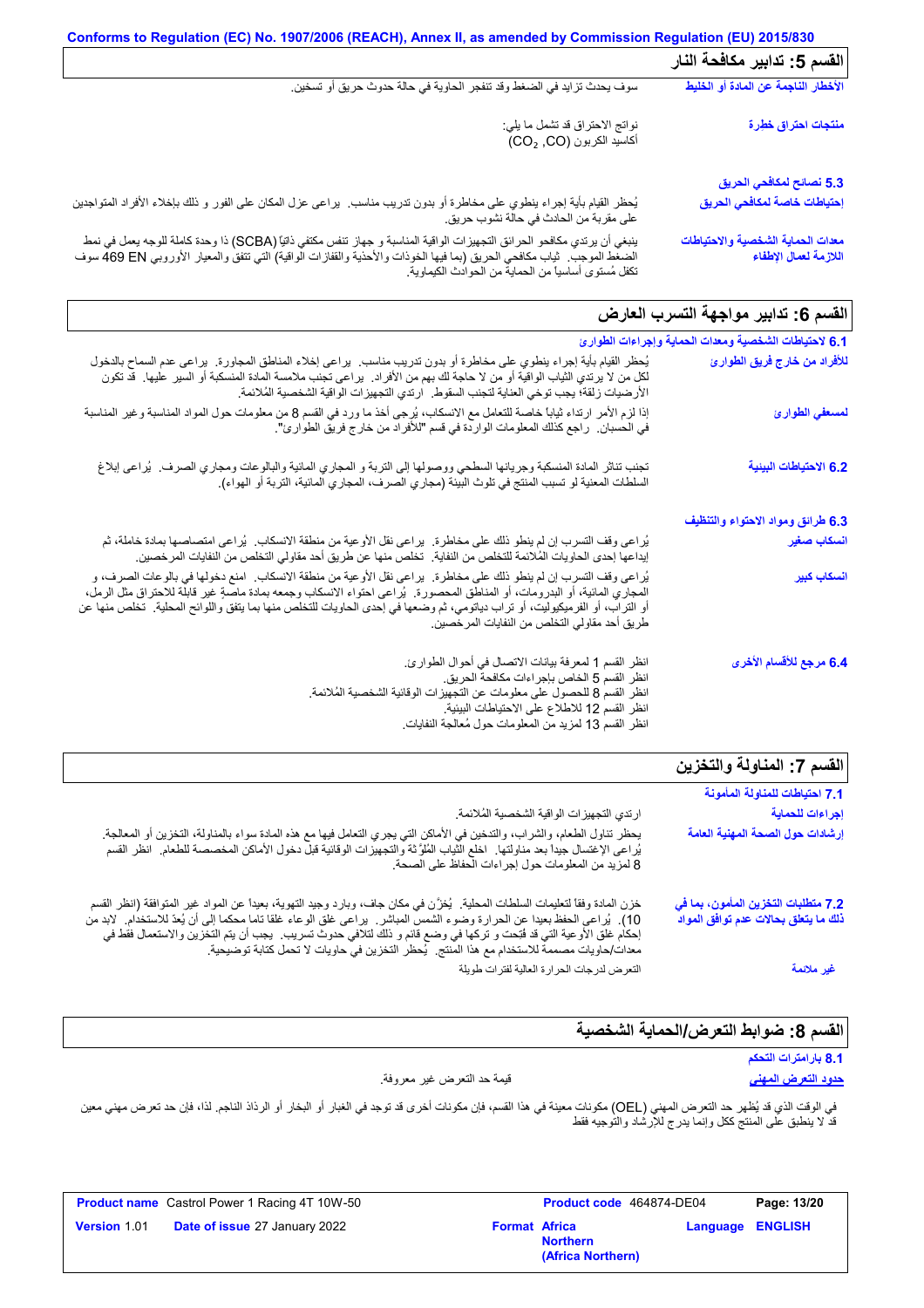## القسم 5: تدابير مكافحة النار

**الأخطار الناجمة عن المادة أو الخليط**: سوف يحدث تزايد في الضغط وقد تنفجر الحاوية في حالة حدوث حريق أو تسخين.

**منتجات احتراق خطرة**: نواتج الاحتراق قد تشمل ما يلي:
أكاسيد الكربون ($CO_2$, CO)

### 5.3 نصائح لمكافحي الحريق

**إحتياطات خاصة لمكافحي الحريق**: يُحظر القيام بأية إجراء ينطوي على مخاطرة أو بدون تدريب مناسب. يراعى عزل المكان على الفور و ذلك بإخلاء الأفراد المتواجدين على مقربة من الحادث في حالة نشوب حريق.

**معدات الحماية الشخصية والاحتياطات اللازمة لعمال الإطفاء**: ينبغي أن يرتدي مكافحو الحرائق التجهيزات الواقية المناسبة و جهاز تنفس مكتفي ذاتيًا (SCBA) ذا وحدة كاملة للوجه يعمل في نمط الضغط الموجب. ثياب مكافحي الحريق (بما فيها الخوذات والأحذية والقفازات الواقية) التي تتفق والمعيار الأوروبي EN 469 سوف تكفل مُستوى أساسياً من الحماية من الحوادث الكيماوية.

## القسم 6: تدابير مواجهة التسرب العارض

### 6.1 لاحتياطات الشخصية ومعدات الحماية وإجراءات الطوارئ

**للأفراد من خارج فريق الطوارئ**: يُحظر القيام بأية إجراء ينطوي على مخاطرة أو بدون تدريب مناسب. يراعى إخلاء المناطق المجاورة. يراعى عدم السماح بالدخول لكل من لا يرتدي الثياب الواقية أو من لا حاجة لك بهم من الأفراد. يراعى تجنب ملامسة المادة المنسكبة أو السير عليها. قد تكون الأرضيات زلقة؛ يجب توخي العناية لتجنب السقوط. ارتدي التجهيزات الواقية الشخصية المُلائمة.

**لمسعفي الطوارئ**: إذا لزم الأمر ارتداء ثياباً خاصة للتعامل مع الانسكاب، يُرجى أخذ ما ورد في القسم 8 من معلومات حول المواد المناسبة وغير المناسبة في الحسبان. راجع كذلك المعلومات الواردة في قسم "للأفراد من خارج فريق الطوارئ".

**6.2 الاحتياطات البيئية**: تجنب تناثر المادة المنسكبة وجريانها السطحي ووصولها إلى التربة و المجاري المائية والبالوعات ومجاري الصرف. يُراعى إبلاغ السلطات المعنية لو تسبب المنتج في تلوث البيئة (مجاري الصرف، المجاري المائية، التربة أو الهواء).

### 6.3 طرائق ومواد الاحتواء والتنظيف

**انسكاب صغير**: يُراعى وقف التسرب إن لم ينطو ذلك على مخاطرة. يراعى نقل الأوعية من منطقة الانسكاب. يُراعى امتصاصها بمادة خاملة، ثم إيداعها إحدى الحاويات المُلائمة للتخلص من النفاية. تخلص منها عن طريق أحد مقاولي التخلص من النفايات المرخصين.

**انسكاب كبير**: يُراعى وقف التسرب إن لم ينطو ذلك على مخاطرة. يراعى نقل الأوعية من منطقة الانسكاب. امنع دخولها في بالوعات الصرف، و المجاري المائية، أو البدرومات، أو المناطق المحصورة. يُراعى احتواء الانسكاب وجمعه بمادة ماصة غير قابلة للاحتراق مثل الرمل، أو التراب، أو الفرميكيوليت، أو تراب دياتومي، ثم وضعها في إحدى الحاويات للتخلص منها بما يتفق واللوائح المحلية. تخلص منها عن طريق أحد مقاولي التخلص من النفايات المرخصين.

**6.4 مرجع للأقسام الأخرى**: انظر القسم 1 لمعرفة بيانات الاتصال في أحوال الطوارئ.
انظر القسم 5 الخاص بإجراءات مكافحة الحريق.
انظر القسم 8 للحصول على معلومات عن التجهيزات الوقائية الشخصية المُلائمة.
انظر القسم 12 للاطلاع على الاحتياطات البيئية.
انظر القسم 13 لمزيد من المعلومات حول مُعالجة النفايات.

## القسم 7: المناولة والتخزين

### 7.1 احتياطات للمناولة المأمونة

**إجراءات للحماية**: ارتدي التجهيزات الواقية الشخصية المُلائمة.

**إرشادات حول الصحة المهنية العامة**: يحظر تناول الطعام، والشراب، والتدخين في الأماكن التي يجري التعامل فيها مع هذه المادة سواء بالمناولة، التخزين أو المعالجة. يُراعى الإغتسال جيداً بعد مناولتها. اخلع الثياب المُلوَّثة والتجهيزات الوقائية قبل دخول الأماكن المخصصة للطعام. انظر القسم 8 لمزيد من المعلومات حول إجراءات الحفاظ على الصحة.

**7.2 متطلبات التخزين المأمون، بما في ذلك ما يتعلق بحالات عدم توافق المواد**: خزن المادة وفقاً لتعليمات السلطات المحلية. يُخزّن في مكان جاف، وبارد وجيد التهوية، بعيداً عن المواد غير المتوافقة (انظر القسم 10). يُراعى الحفظ بعيدا عن الحرارة وضوء الشمس المباشر. يراعى غلق الوعاء غلقا تاما محكما إلى أن يُعدّ للاستخدام. لابد من إحكام غلق الأوعية التي قد فُتحت و تركها في وضع قائم و ذلك لتلافي حدوث تسريب. يجب أن يتم التخزين والاستعمال فقط في معدات/حاويات مصممة للاستخدام مع هذا المنتج. يُحظر التخزين في حاويات لا تحمل كتابة توضيحية.

**غير ملائمة**: التعرض لدرجات الحرارة العالية لفترات طويلة

## القسم 8: ضوابط التعرض/الحماية الشخصية

### 8.1 بارامترات التحكم

**حدود التعرض المهني**

قيمة حد التعرض غير معروفة.

في الوقت الذي قد يُظهر حد التعرض المهني (OEL) مكونات معينة في هذا القسم، فإن مكونات أخرى قد توجد في الغبار أو البخار أو الرذاذ الناجم. لذا، فإن حد تعرض مهني معين قد لا ينطبق على المنتج ككل وإنما يدرج للإرشاد والتوجيه فقط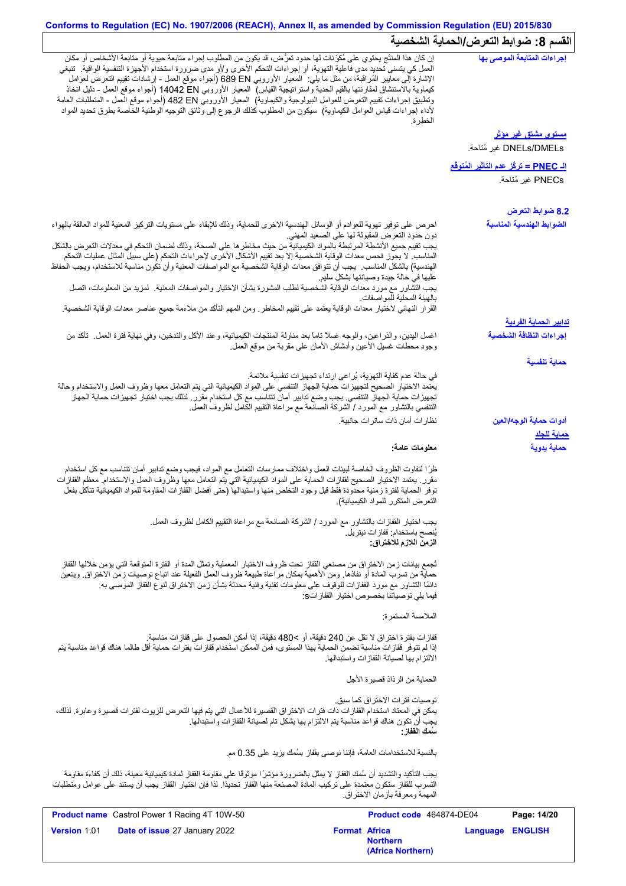## القسم 8: ضوابط التعرض/الحماية الشخصية

**إجراءات المتابعة الموصى بها**

إن كان هذا المنتج يحتوي على مُكوّنات لها حدود تعرُض، قد يكون من المطلوب إجراء متابعة حيوية أو متابعة الأشخاص أو مكان العمل كي يتسنى تحديد مدى فاعلية التهوية، أو إجراءات التحكم الأخرى و/أو مدى ضرورة استخدام الأجهزة التنفسية الواقية. تنبغي الإشارة إلى معايير المُراقبة، من مثل ما يلي: المعيار الأوروبي EN 689 (أجواء موقع العمل - إرشادات تقييم التعرض لعوامل كيماوية بالاستنشاق لمقارنتها بالقيم الحدية واستراتيجية القياس) المعيار الأوروبي EN 14042 (أجواء موقع العمل - دليل اتخاذ وتطبيق إجراءات تقييم التعرض للعوامل البيولوجية والكيماوية) المعيار الأوروبي EN 482 (أجواء موقع العمل - المتطلبات العامة لأداء إجراءات قياس العوامل الكيماوية) سيكون من المطلوب كذلك الرجوع إلى وثائق التوجيه الوطنية الخاصة بطرق تحديد المواد الخطرة.

**مستوى مشتق غير مؤثر**

DNELs/DMELs غير مُتاحة.

**الـ PNEC = تركّز عدم التأثير المُتوقع**

PNECs غير مُتاحة.

### 8.2 ضوابط التعرض

**الضوابط الهندسية المناسبة**

احرص على توفير تهوية للعوادم أو الوسائل الهندسية الاخرى للحماية، وذلك للابقاء على مستويات التركيز المعنية للمواد العالقة بالهواء دون حدود التعرض المقبولة لها على الصعيد المهني.
يجب تقييم جميع الأنشطة المرتبطة بالمواد الكيميائية من حيث مخاطرها على الصحة، وذلك لضمان التحكم في معدلات التعرض بالشكل المناسب. لا يجوز فحص معدات الوقاية الشخصية إلا بعد تقييم الأشكال الأخرى لإجراءات التحكم (على سبيل المثال عمليات التحكم الهندسية) بالشكل المناسب. يجب أن تتوافق معدات الوقاية الشخصية مع المواصفات المعنية وأن تكون مناسبة للاستخدام، ويجب الحفاظ عليها في حالة جيدة وصيانتها بشكل سليم.
يجب التشاور مع مورد معدات الوقاية الشخصية لطلب المشورة بشأن الاختيار والمواصفات المعنية. لمزيد من المعلومات، اتصل بالهيئة المحلية للمواصفات.
القرار النهائي لاختيار معدات الوقاية يعتمد على تقييم المخاطر. ومن المهم التأكد من ملاءمة جميع عناصر معدات الوقاية الشخصية.

**تدابير الحماية الفردية**

**إجراءات النظافة الشخصية**

اغسل اليدين، والذراعين، والوجه غسلاً تاماً بعد مناولة المنتجات الكيميائية، وعند الأكل والتدخين، وفي نهاية فترة العمل. تأكد من وجود محطات غسيل الأعين وأدشاش الأمان على مقربة من موقع العمل.

**حماية تنفسية**

في حالة عدم كفاية التهوية، يُراعى ارتداء تجهيزات تنفسية ملائمة.
يعتمد الاختيار الصحيح لتجهيزات حماية الجهاز التنفسي على المواد الكيميائية التي يتم التعامل معها وظروف العمل والاستخدام وحالة تجهيزات حماية الجهاز التنفسي. يجب وضع تدابير أمان تتناسب مع كل استخدام مقرر. لذلك يجب اختيار تجهيزات حماية الجهاز التنفسي بالتشاور مع المورد / الشركة الصانعة مع مراعاة التقييم الكامل لظروف العمل.

**أدوات حماية الوجه/العين**

نظارات أمان ذات ساترات جانبية.

**حماية للجلد**

**حماية يدوية**

**معلومات عامة:**

ظرًا لتفاوت الظروف الخاصة لبيئات العمل واختلاف ممارسات التعامل مع المواد، فيجب وضع تدابير أمان تتناسب مع كل استخدام مقرر. يعتمد الاختيار الصحيح لقفازات الحماية على المواد الكيميائية التي يتم التعامل معها وظروف العمل والاستخدام. معظم القفازات توفر الحماية لفترة زمنية محدودة فقط قبل وجود التخلص منها واستبدالها (حتى أفضل القفازات المقاومة للمواد الكيميائية تتآكل بفعل التعرض المتكرر للمواد الكيميائية).

يجب اختيار القفازات بالتشاور مع المورد / الشركة الصانعة مع مراعاة التقييم الكامل لظروف العمل.
يُنصح باستخدام: قفازات نيتريل.

**الزمن اللازم للاختراق:**

تُجمع بيانات زمن الاختراق من مصنعي القفاز تحت ظروف الاختبار المعملية وتمثل المدة أو الفترة المتوقعة التي يؤمن خلالها القفاز حماية من تسرب المادة أو نفاذها. ومن الأهمية بمكان مراعاة طبيعة ظروف العمل الفعلية عند اتباع توصيات زمن الاختراق. ويتعين دائمًا التشاور مع مورد القفازات للوقوف على معلومات تقنية وفنية محدثة بشأن زمن الاختراق لنوع القفاز الموصى به.
فيما يلي توصياتنا بخصوص اختيار القفازاتs:

الملامسة المستمرة:

قفازات بفترة اختراق لا تقل عن 240 دقيقة، أو >480 دقيقة، إذا أمكن الحصول على قفازات مناسبة.
إذا لم تتوفر قفازات مناسبة تضمن الحماية بهذا المستوى، فمن الممكن استخدام قفازات بفترات حماية أقل طالما هناك قواعد مناسبة يتم الالتزام بها لصيانة القفازات واستبدالها.

الحماية من الرذاذ قصيرة الأجل

توصيات فترات الاختراق كما سبق.
يمكن في المعتاد استخدام القفازات ذات فترات الاختراق القصيرة للأعمال التي يتم فيها التعرض للزيوت لفترات قصيرة وعابرة. لذلك، يجب أن تكون هناك قواعد مناسبة يتم الالتزام بها بشكل تام لصيانة القفازات واستبدالها.

**سُمك القفاز:**

بالنسبة للاستخدامات العامة، فإننا نوصى بقفاز بسُمك يزيد على 0.35 مم.

يجب التأكيد والتشديد أن سُمك القفاز لا يمثل بالضرورة مؤشرًا موثوقا على مقاومة القفاز لمادة كيميائية معينة، ذلك أن كفاءة مقاومة التسرب للقفاز ستكون معتمدة على تركيب المادة المصنعة منها القفاز تحديدًا. لذا فإن اختيار القفاز يجب أن يستند على عوامل ومتطلبات المهمة ومعرفة بأزمان الاختراق.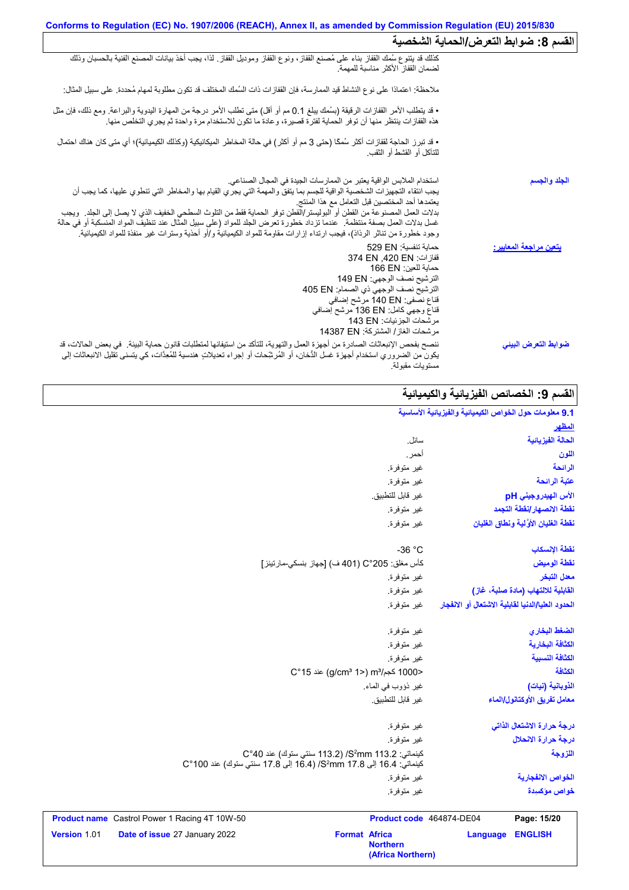Conforms to Regulation (EC) No. 1907/2006 (REACH), Annex II, as amended by Commission Regulation (EU) 2015/830

## القسم 8: ضوابط التعرض/الحماية الشخصية

كذلك قد يتنوع سُمك القفاز بناء على مُصنع القفاز، ونوع القفاز وموديل القفاز. لذا، يجب أخذ بيانات المصنع الفنية بالحسبان وذلك لضمان القفاز الأكثر مناسبة للمهمة.

ملاحظة: اعتمادًا على نوع النشاط قيد الممارسة، فإن القفازات ذات السُمك المختلف قد تكون مطلوبة لمهام مُحددة. على سبيل المثال:

• قد يتطلب الأمر القفازات الرقيقة (بسُمك يبلغ 0.1 مم أو أقل) متى تطلب الأمر درجة من المهارة اليدوية والبراعة. ومع ذلك، فإن مثل هذه القفازات ينتظر منها أن توفر الحماية لفترة قصيرة، وعادة ما تكون للاستخدام مرة واحدة ثم يجري التخلص منها.

• قد تبرز الحاجة لقفازات أكثر سُمكًا (حتى 3 مم أو أكثر) في حالة المخاطر الميكانيكية (وكذلك الكيميائية)؛ أي متى كان هناك احتمال للتآكل أو القشط أو الثقب.

| | |
|---|---|
| الجلد والجسم | استخدام الملابس الواقية يعتبر من الممارسات الجيدة في المجال الصناعي. يجب انتقاء التجهيزات الشخصية الواقية للجسم بما يتفق والمهمة التي يجري القيام بها والمخاطر التي تنطوي عليها، كما يجب أن يعتمدها أحد المختصين قبل التعامل مع هذا المنتج. بدلات العمل المصنوعة من القطن أو البوليستر/القطن توفر الحماية فقط من التلوث السطحي الخفيف الذي لا يصل إلى الجلد. ويجب غسل بدلات العمل بصفة منتظمة. عندما تزداد خطورة تعرض الجلد للمواد (على سبيل المثال عند تنظيف المواد المنسكبة أو في حالة وجود خطورة من تناثر الرذاذ)، فيجب ارتداء إزارات مقاومة للمواد الكيميائية و/أو أحذية وسترات غير منفذة للمواد الكيميائية. |
| يتعين مراجعة المعايير: | حماية تنفسية: EN 529<br>قفازات: EN 420, EN 374<br>حماية للعين: EN 166<br>الترشيح نصف الوجهي: EN 149<br>الترشيح نصف الوجهي ذي الصمام: EN 405<br>قناع نصفي: EN 140 مرشح إضافي<br>قناع وجهي كامل: EN 136 مرشح إضافي<br>مرشحات الجزيئات: EN 143<br>مرشحات الغاز/ المشتركة: EN 14387 |
| ضوابط التعرض البيئي | ننصح بفحص الانبعاثات الصادرة من أجهزة العمل والتهوية، للتأكد من استيفائها لمتطلبات قانون حماية البيئة. في بعض الحالات، قد يكون من الضروري استخدام أجهزة غسل الدُخان، أو المُرشِحات أو إجراء تعديلاتٍ هندسية للمُعِدَّات، كي يتسنى تقليل الانبعاثات إلى مستويات مقبولة. |

## القسم 9: الخصائص الفيزيائية والكيميائية

### 9.1 معلومات حول الخواص الكيميائية والفيزيائية الأساسية

**المظهر**

| | |
|---|---|
| الحالة الفيزيائية | سائل. |
| اللون | أحمر. |
| الرائحة | غير متوفرة. |
| عتبة الرائحة | غير متوفرة. |
| الأس الهيدروجيني pH | غير قابل للتطبيق. |
| نقطة الانصهار/نقطة التجمد | غير متوفرة. |
| نقطة الغليان الأوّلية ونطاق الغليان | غير متوفرة. |
| نقطة الإنسكاب | -36 °C |
| نقطة الوميض | كأس مغلق: 205°C (401 ف) [جهاز بنسكي-مارتينز] |
| معدل التبخر | غير متوفرة. |
| القابلية للالتهاب (مادة صلبة، غاز) | غير متوفرة. |
| الحدود العليا/الدنيا لقابلية الاشتعال أو الانفجار | غير متوفرة. |
| الضغط البخاري | غير متوفرة. |
| الكثافة البخارية | غير متوفرة. |
| الكثافة النسبية | غير متوفرة. |
| الكثافة | <1000 كجم/m³ (<1 g/cm³) عند 15°C |
| الذوبانية (نيات) | غير ذؤوب في الماء. |
| معامل تفريق الأوكتانول/الماء | غير قابل للتطبيق. |
| درجة حرارة الاشتعال الذاتي | غير متوفرة. |
| درجة حرارة الانحلال | غير متوفرة. |
| اللزوجة | كينماتي: 113.2 mm²/S (113.2 سنتي ستوك) عند 40°C<br>كينماتي: 16.4 إلى 17.8 mm²/S (16.4 إلى 17.8 سنتي ستوك) عند 100°C |
| الخواص الانفجارية | غير متوفرة. |
| خواص مؤكسدة | غير متوفرة. |

| | | | |
|---|---|---|---|
| **Product name** Castrol Power 1 Racing 4T 10W-50 | **Product code** 464874-DE04 | | |
| **Version** 1.01 | **Date of issue** 27 January 2022 | **Format** Africa Northern (Africa Northern) | **Language** ENGLISH |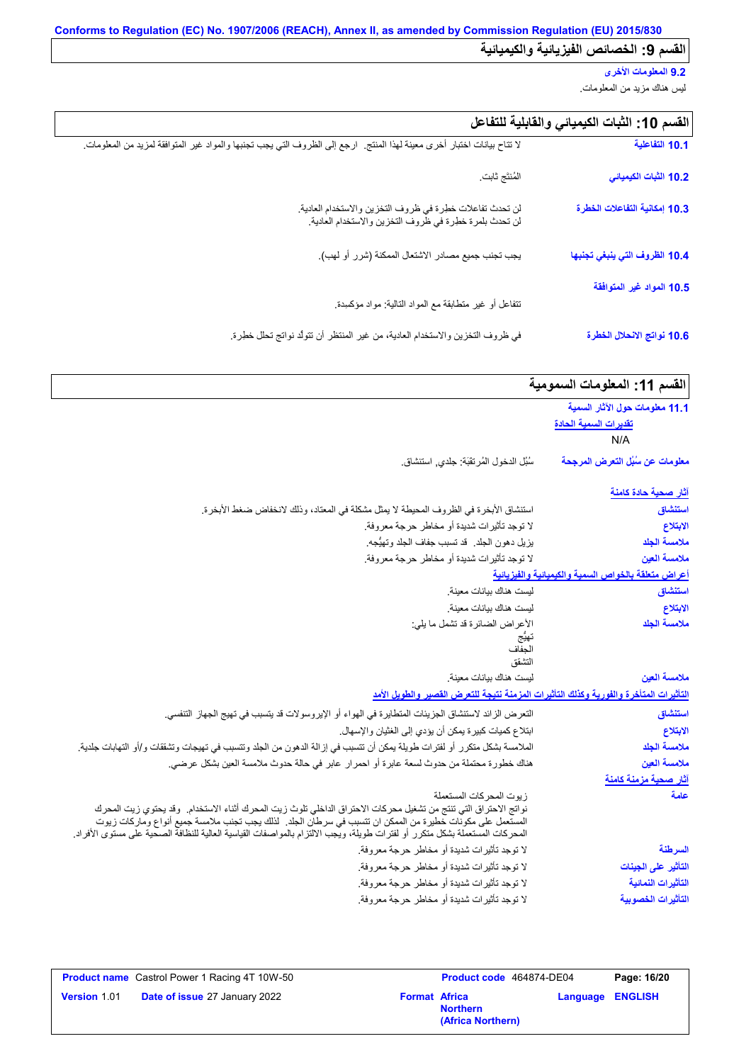**Conforms to Regulation (EC) No. 1907/2006 (REACH), Annex II, as amended by Commission Regulation (EU) 2015/830**

## القسم 9: الخصائص الفيزيائية والكيميائية

**9.2 المعلومات الأخرى**

ليس هناك مزيد من المعلومات.

## القسم 10: الثبات الكيميائي والقابلية للتفاعل

**10.1 التفاعلية**
لا تتاح بيانات اختبار أخرى معينة لهذا المنتج. ارجع إلى الظروف التي يجب تجنبها والمواد غير المتوافقة لمزيد من المعلومات.

**10.2 الثبات الكيميائي**
المُنتَج ثابت.

**10.3 إمكانية التفاعلات الخطرة**
لن تحدث تفاعلات خطرة في ظروف التخزين والاستخدام العادية.
لن تحدث بلمرة خطرة في ظروف التخزين والاستخدام العادية.

**10.4 الظروف التي ينبغي تجنبها**
يجب تجنب جميع مصادر الاشتعال الممكنة (شرر أو لهب).

**10.5 المواد غير المتوافقة**
تتفاعل أو غير متطابقة مع المواد التالية: مواد مؤكسِدة.

**10.6 نواتج الانحلال الخطرة**
في ظروف التخزين والاستخدام العادية، من غير المنتظر أن تتولّد نواتج تحلل خطرة.

## القسم 11: المعلومات السمومية

**11.1 معلومات حول الآثار السمية**

تقديرات السمية الحادة

N/A

**معلومات عن سُبُل التعرض المرجحة**: سُبُل الدخول المُرتقَبَة: جلدي, استنشاق.

**آثار صحية حادة كامنة**

**استنشاق**: استنشاق الأبخرة في الظروف المحيطة لا يمثل مشكلة في المعتاد، وذلك لانخفاض ضغط الأبخرة.
**الابتلاع**: لا توجد تأثيرات شديدة أو مخاطر حرجة معروفة.
**ملامسة الجلد**: يزيل دهون الجلد. قد تسبب جفاف الجلد وتهيُّجه.
**ملامسة العين**: لا توجد تأثيرات شديدة أو مخاطر حرجة معروفة.

**أعراض متعلقة بالخواص السمية والكيميائية والفيزيائية**

**استنشاق**: ليست هناك بيانات معينة.
**الابتلاع**: ليست هناك بيانات معينة.
**ملامسة الجلد**: الأعراض الضائرة قد تشمل ما يلي:
تهيُّج
الجفاف
التشقق
**ملامسة العين**: ليست هناك بيانات معينة.

**التأثيرات المتأخرة والفورية وكذلك التأثيرات المزمنة نتيجة للتعرض القصير والطويل الأمد**

**استنشاق**: التعرض الزائد لاستنشاق الجزيئات المتطايرة في الهواء أو الإيروسولات قد يتسبب في تهيج الجهاز التنفسي.
**الابتلاع**: ابتلاع كميات كبيرة يمكن أن يؤدي إلى الغثيان والإسهال.
**ملامسة الجلد**: الملامسة بشكل متكرر أو لفترات طويلة يمكن أن تتسبب في إزالة الدهون من الجلد وتتسبب في تهيجات وتشققات و/أو التهابات جلدية.
**ملامسة العين**: هناك خطورة محتملة من حدوث لسعة عابرة أو احمرار عابر في حالة حدوث ملامسة العين بشكل عرضي.

**آثار صحية مزمنة كامنة**

**عامة**: زيوت المحركات المستعملة
نواتج الاحتراق التي تنتج من تشغيل محركات الاحتراق الداخلي تلوث زيت المحرك أثناء الاستخدام. وقد يحتوي زيت المحرك المستعمل على مكونات خطيرة من الممكن ان تتسبب في سرطان الجلد. لذلك يجب تجنب ملامسة جميع أنواع وماركات زيوت المحركات المستعملة بشكل متكرر أو لفترات طويلة، ويجب الالتزام بالمواصفات القياسية العالية للنظافة الصحية على مستوى الأفراد.
**السرطنة**: لا توجد تأثيرات شديدة أو مخاطر حرجة معروفة.
**التأثير على الجينات**: لا توجد تأثيرات شديدة أو مخاطر حرجة معروفة.
**التأثيرات النمائية**: لا توجد تأثيرات شديدة أو مخاطر حرجة معروفة.
**التأثيرات الخصوبية**: لا توجد تأثيرات شديدة أو مخاطر حرجة معروفة.

| **Product name** Castrol Power 1 Racing 4T 10W-50 | **Product code** 464874-DE04 | **Page:** 16/20 |
|---|---|---|
| **Version** 1.01 **Date of issue** 27 January 2022 | **Format** Africa Northern (Africa Northern) | **Language** ENGLISH |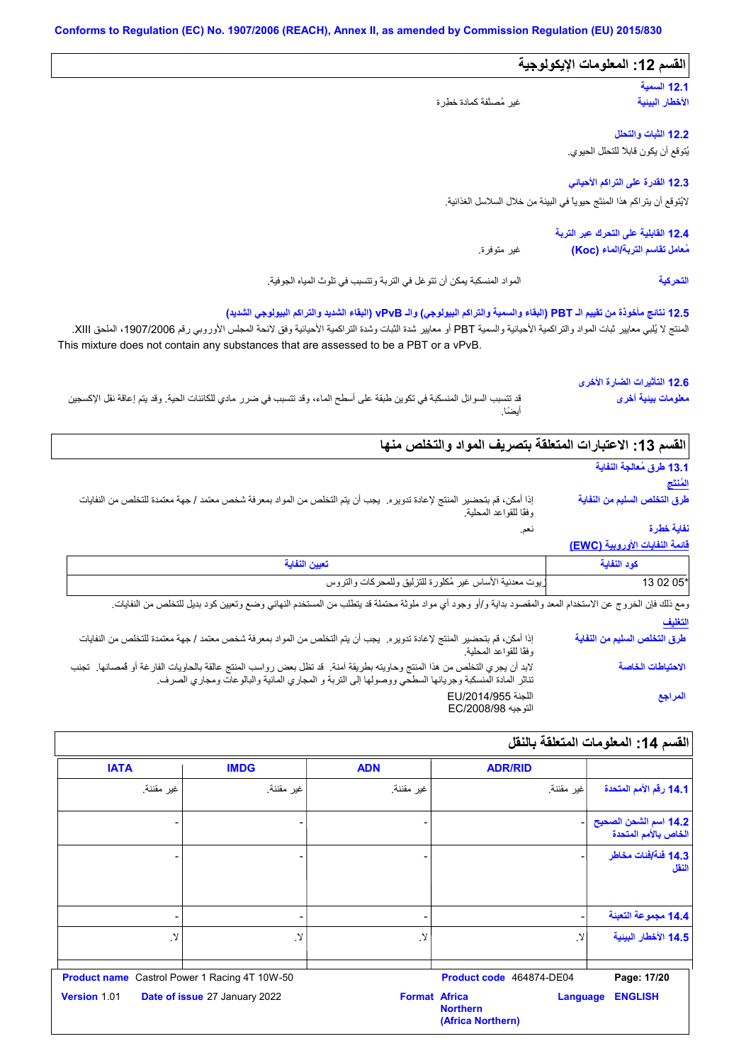Conforms to Regulation (EC) No. 1907/2006 (REACH), Annex II, as amended by Commission Regulation (EU) 2015/830

## القسم 12: المعلومات الإيكولوجية

**12.1 السمية**

**الأخطار البيئية**: غير مُصنَّفة كمادة خطرة

**12.2 الثبات والتحلل**

يُتوقع أن يكون قابلا للتحلل الحيوي.

**12.3 القدرة على التراكم الأحيائي**

لايُتوقع أن يتراكم هذا المنتَج حيويا في البيئة من خلال السلاسل الغذائية.

**12.4 القابلية على التحرك عبر التربة**

**مُعامل تقاسم التربة/الماء (Koc)**: غير متوفرة.

**التحركية**: المواد المنسكبة يمكن أن تتوغل في التربة وتتسبب في تلوث المياه الجوفية.

**12.5 نتائج مأخوذة من تقييم الـ PBT (البقاء والسمية والتراكم البيولوجي) والـ vPvB (البقاء الشديد والتراكم البيولوجي الشديد)**

المنتج لا يُلبي معايير ثبات المواد والتراكمية الأحيائية والسمية PBT أو معايير شدة الثبات وشدة التراكمية الأحيائية وفق لائحة المجلس الأوروبي رقم 1907/2006، الملحق XIII.
This mixture does not contain any substances that are assessed to be a PBT or a vPvB.

**12.6 التأثيرات الضارة الأخرى**

**معلومات بيئية أخرى**: قد تتسبب السوائل المنسكبة في تكوين طبقة على أسطح الماء، وقد تتسبب في ضرر مادي للكائنات الحية. وقد يتم إعاقة نقل الإكسجين أيضًا.

## القسم 13: الاعتبارات المتعلقة بتصريف المواد والتخلص منها

**13.1 طرق مُعالجة النفاية**

**المُنتج**

**طرق التخلص السليم من النفاية**: إذا أمكن، قم بتحضير المنتج لإعادة تدويره. يجب أن يتم التخلص من المواد بمعرفة شخص معتمد / جهة معتمدة للتخلص من النفايات وفقًا للقواعد المحلية.

**نفاية خطرة**: نعم.

**قائمة النفايات الأوروبية (EWC)**

| كود النفاية | تعيين النفاية |
|---|---|
| 13 02 05* | زيوت معدنية الأساس غير مُكلورة للتزليق وللمحركات والتروس |

ومع ذلك فإن الخروج عن الاستخدام المعد والمقصود بداية و/أو وجود أي مواد ملوثة محتملة قد يتطلب من المستخدم النهائي وضع وتعيين كود بديل للتخلص من النفايات.

**التغليف**

**طرق التخلص السليم من النفاية**: إذا أمكن، قم بتحضير المنتج لإعادة تدويره. يجب أن يتم التخلص من المواد بمعرفة شخص معتمد / جهة معتمدة للتخلص من النفايات وفقًا للقواعد المحلية.

**الاحتياطات الخاصة**: لابد أن يجري التخلص من هذا المنتج وحاويته بطريقة آمنة. قد تظل بعض رواسب المنتج عالقة بالحاويات الفارغة أو قُمصانها. تجنب تناثر المادة المنسكبة وجريانها السطحي ووصولها إلى التربة و المجاري المائية والبالوعات ومجاري الصرف.

**المراجع**: اللجنة EU/2014/955
التوجيه EC/2008/98

## القسم 14: المعلومات المتعلقة بالنقل

| | ADR/RID | ADN | IMDG | IATA |
|---|---|---|---|---|
| **14.1 رقم الأمم المتحدة** | غير مقننة. | غير مقننة. | غير مقننة. | غير مقننة. |
| **14.2 اسم الشحن الصحيح الخاص بالأمم المتحدة** | - | - | - | - |
| **14.3 فئة/فئات مخاطر النقل** | - | - | - | - |
| **14.4 مجموعة التعبئة** | - | - | - | - |
| **14.5 الأخطار البيئية** | لا. | لا. | لا. | لا. |

**Product name** Castrol Power 1 Racing 4T 10W-50 **Product code** 464874-DE04
**Version** 1.01 **Date of issue** 27 January 2022 **Format** Africa Northern (Africa Northern) **Language** ENGLISH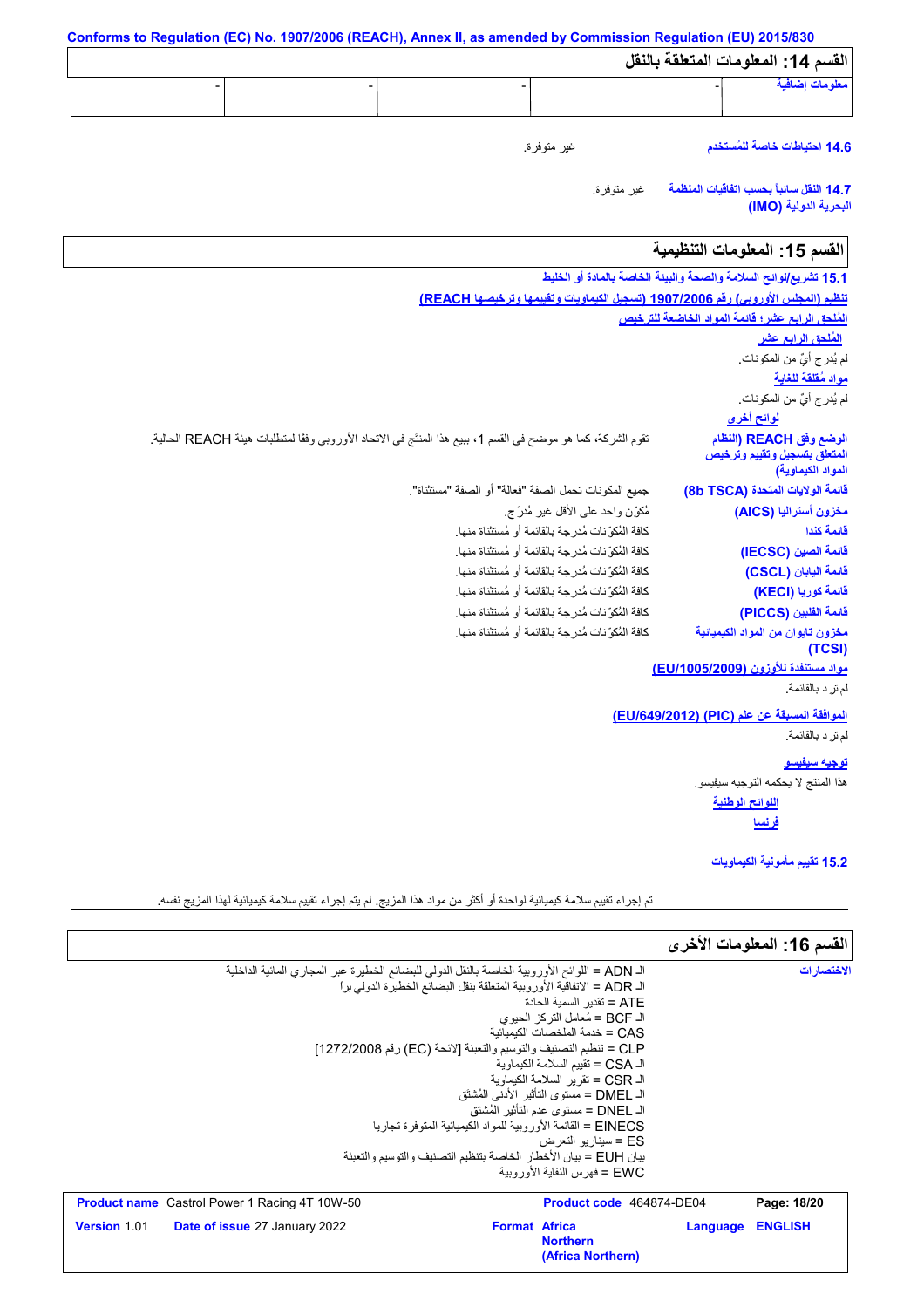Conforms to Regulation (EC) No. 1907/2006 (REACH), Annex II, as amended by Commission Regulation (EU) 2015/830

## القسم 14: المعلومات المتعلقة بالنقل

| معلومات إضافية | - | - | - | - |
|---|---|---|---|---|

**14.6 احتياطات خاصة للمُستخدم** غير متوفرة.

**14.7 النقل سائباً بحسب اتفاقيات المنظمة البحرية الدولية (IMO)** غير متوفرة.

## القسم 15: المعلومات التنظيمية

**15.1 تشريع/لوائح السلامة والصحة والبيئة الخاصة بالمادة أو الخليط**

تنظيم (المجلس الأوروبي) رقم 1907/2006 (تسجيل الكيماويات وتقييمها وترخيصها REACH)

المُلحق الرابع عشر؛ قائمة المواد الخاضعة للترخيص

المُلحق الرابع عشر

لم يُدرج أيٌ من المكونات.

مواد مُقلقة للغاية

لم يُدرج أيٌ من المكونات.

لوائح أخرى

| | |
|---|---|
| **الوضع وفق REACH (النظام المتعلق بتسجيل وتقييم وترخيص المواد الكيماوية)** | تقوم الشركة، كما هو موضح في القسم 1، ببيع هذا المنتج في الاتحاد الأوروبي وفقا لمتطلبات هيئة REACH الحالية. |
| **قائمة الولايات المتحدة (8b TSCA)** | جميع المكونات تحمل الصفة "فعالة" أو الصفة "مستثناة". |
| **مخزون أستراليا (AICS)** | مُكوّن واحد على الأقل غير مُدرَج. |
| **قائمة كندا** | كافة المُكوّنات مُدرجة بالقائمة أو مُستثناة منها. |
| **قائمة الصين (IECSC)** | كافة المُكوّنات مُدرجة بالقائمة أو مُستثناة منها. |
| **قائمة اليابان (CSCL)** | كافة المُكوّنات مُدرجة بالقائمة أو مُستثناة منها. |
| **قائمة كوريا (KECI)** | كافة المُكوّنات مُدرجة بالقائمة أو مُستثناة منها. |
| **قائمة الفلبين (PICCS)** | كافة المُكوّنات مُدرجة بالقائمة أو مُستثناة منها. |
| **مخزون تايوان من المواد الكيميائية (TCSI)** | كافة المُكوّنات مُدرجة بالقائمة أو مُستثناة منها. |

مواد مستنفدة للأوزون (EU/1005/2009)

لم ترد بالقائمة.

الموافقة المسبقة عن علم (PIC) (EU/649/2012)

لم ترد بالقائمة.

توجيه سيفيسو

هذا المنتج لا يحكمه التوجيه سيفيسو.

اللوائح الوطنية

فرنسا

**15.2 تقييم مأمونية الكيماويات**

تم إجراء تقييم سلامة كيميائية لواحدة أو أكثر من مواد هذا المزيج. لم يتم إجراء تقييم سلامة كيميائية لهذا المزيج نفسه.

## القسم 16: المعلومات الأخرى

**الاختصارات**

الـ ADN = اللوائح الأوروبية الخاصة بالنقل الدولي للبضائع الخطيرة عبر المجاري المائية الداخلية
الـ ADR = الاتفاقية الأوروبية المتعلقة بنقل البضائع الخطيرة الدولي براً
ATE = تقدير السمية الحادة
الـ BCF = مُعامل التركز الحيوي
CAS = خدمة الملخصات الكيميائية
CLP = تنظيم التصنيف والتوسيم والتعبئة [لائحة (EC) رقم 1272/2008]
الـ CSA = تقييم السلامة الكيماوية
الـ CSR = تقرير السلامة الكيماوية
الـ DMEL = مستوى التأثير الأدنى المُشتق
الـ DNEL = مستوى عدم التأثير المُشتق
EINECS = القائمة الأوروبية للمواد الكيميائية المتوفرة تجاريا
ES = سيناريو التعرض
بيان EUH = بيان الأخطار الخاصة بتنظيم التصنيف والتوسيم والتعبئة
EWC = فهرس النفاية الأوروبية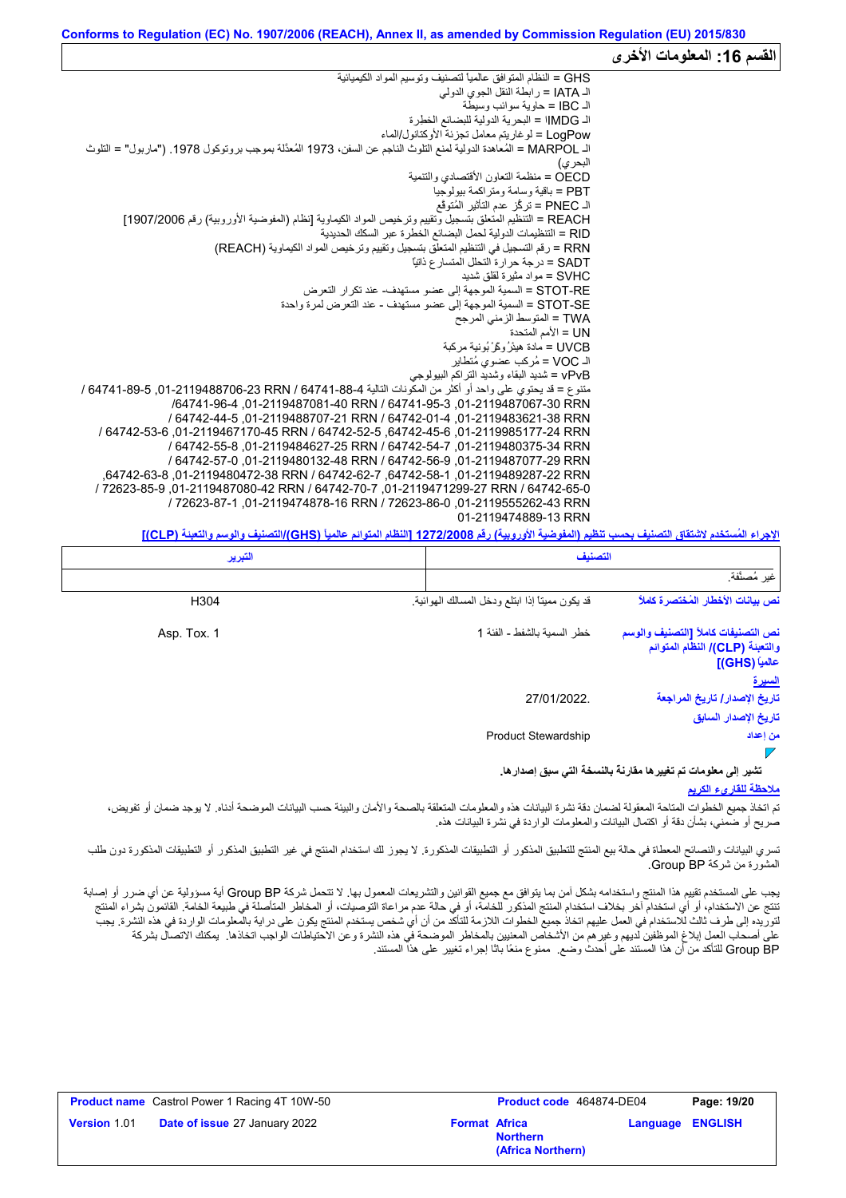## القسم 16: المعلومات الأخرى

GHS = النظام المتوافق عالمياً لتصنيف وتوسيم المواد الكيميائية
الـ IATA = رابطة النقل الجوي الدولي
الـ IBC = حاوية سوائب وسيطة
الـ IMDG = البحرية الدولية للبضائع الخطرة
LogPow = لوغاريتم معامل تجزئة الأوكتانول/الماء
الـ MARPOL = المعاهدة الدولية لمنع التلوث الناجم عن السفن، 1973 المُعدَّلة بموجب بروتوكول 1978. ("ماربول" = التلوث البحري)
OECD = منظمة التعاون الأقتصادي والتنمية
PBT = باقية وسامة ومتراكمة بيولوجيا
الـ PNEC = تركّز عدم التأثير المُتوقع
REACH = التنظيم المتعلق بتسجيل وتقييم وترخيص المواد الكيماوية [نظام (المفوضية الأوروبية) رقم 1907/2006]
RID = التنظيمات الدولية لحمل البضائع الخطرة عبر السكك الحديدية
RRN = رقم التسجيل في التنظيم المتعلق بتسجيل وتقييم وترخيص المواد الكيماوية (REACH)
SADT = درجة حرارة التحلل المتسارع ذاتياً
SVHC = مواد مثيرة لقلق شديد
STOT-RE = السمية الموجهة إلى عضو مستهدف- عند تكرار التعرض
STOT-SE = السمية الموجهة إلى عضو مستهدف - عند التعرض لمرة واحدة
TWA = المتوسط الزمني المرجح
UN = الأمم المتحدة
UVCB = مادة هيئرُوكَرْبُونية مركبة
الـ VOC = مُركب عضوي مُتطاير
vPvB = شديد البقاء وشديد التراكم البيولوجي
متنوع = قد يحتوي على واحد أو أكثر من المكونات التالية 64741-88-4 RRN 01-2119488706-23, 64741-89-5 / 01-2119487067-30 RRN 64741-95-3, 64741-96-4/ 01-2119487081-40 RRN / 64742-01-4 ,01-2119483621-38 RRN 64742-44-5 ,01-2119488707-21 RRN / 64742-45-6 ,01-2119985177-24 RRN 64742-52-5 ,01-2119467170-45 RRN / 64742-53-6 / 64742-54-7 ,01-2119480375-34 RRN 64742-55-8 ,01-2119484627-25 RRN / 64742-56-9 ,01-2119487077-29 RRN 64742-57-0 ,01-2119480132-48 RRN / 64742-58-1 ,01-2119489287-22 RRN 64742-62-7 ,01-2119480472-38 RRN / 64742-63-8, 64742-65-0 ,01-2119471299-27 RRN 64742-70-7 ,01-2119487080-42 RRN / 72623-85-9 / 72623-86-0 ,01-2119555262-43 RRN 72623-87-1 ,01-2119474878-16 RRN / 01-2119474889-13 RRN

**الإجراء المُستخدم لاشتقاق التصنيف بحسب تنظيم (المفوضية الأوروبية) رقم 1272/2008 [النظام المتوائم عالمياً (GHS)/التصنيف والوسم والتعبئة (CLP)]**

| التصنيف | التبرير |
| --- | --- |
| غير مُصنَّفة. | |

**نص بيانات الأخطار المُختصرة كاملاً** قد يكون مميتاً إذا ابتلع ودخل المسالك الهوائية. H304

**نص التصنيفات كاملاً [التصنيف والوسم والتعبئة (CLP)/ النظام المتوائم عالمياً (GHS)]** خطر السمية بالشفط - الفئة 1 Asp. Tox. 1

**السيرة**

**تاريخ الإصدار/ تاريخ المراجعة** 27/01/2022.

**تاريخ الإصدار السابق**

**من إعداد** Product Stewardship

**تشير إلى معلومات تم تغييرها مقارنة بالنسخة التي سبق إصدارها.**

**ملاحظة للقارىء الكريم**

تم اتخاذ جميع الخطوات المتاحة المعقولة لضمان دقة نشرة البيانات هذه والمعلومات المتعلقة بالصحة والأمان والبيئة حسب البيانات الموضحة أدناه. لا يوجد ضمان أو تفويض، صريح أو ضمني، بشأن دقة أو اكتمال البيانات والمعلومات الواردة في نشرة البيانات هذه.

تسري البيانات والنصائح المعطاة في حالة بيع المنتج للتطبيق المذكور أو التطبيقات المذكورة. لا يجوز لك استخدام المنتج في غير التطبيق المذكور أو التطبيقات المذكورة دون طلب المشورة من شركة BP Group.

يجب على المستخدم تقييم هذا المنتج واستخدامه بشكل آمن بما يتوافق مع جميع القوانين والتشريعات المعمول بها. لا تتحمل شركة BP Group أية مسؤولية عن أي ضرر أو إصابة تنتج عن الاستخدام، أو أي استخدام آخر بخلاف استخدام المنتج المذكور للخامة، أو في حالة عدم مراعاة التوصيات، أو المخاطر المتأصلة في طبيعة الخامة. القائمون بشراء المنتج لتوريده إلى طرف ثالث للاستخدام في العمل عليهم اتخاذ جميع الخطوات اللازمة للتأكد من أن أي شخص يستخدم المنتج يكون على دراية بالمعلومات الواردة في هذه النشرة. يجب على أصحاب العمل إبلاغ الموظفين لديهم وغيرهم من الأشخاص المعنيين بالمخاطر الموضحة في هذه النشرة وعن الاحتياطات الواجب اتخاذها. يمكنك الاتصال بشركة BP Group للتأكد من أن هذا المستند على أحدث وضع. ممنوع منعًا باتًا إجراء تغيير على هذا المستند.